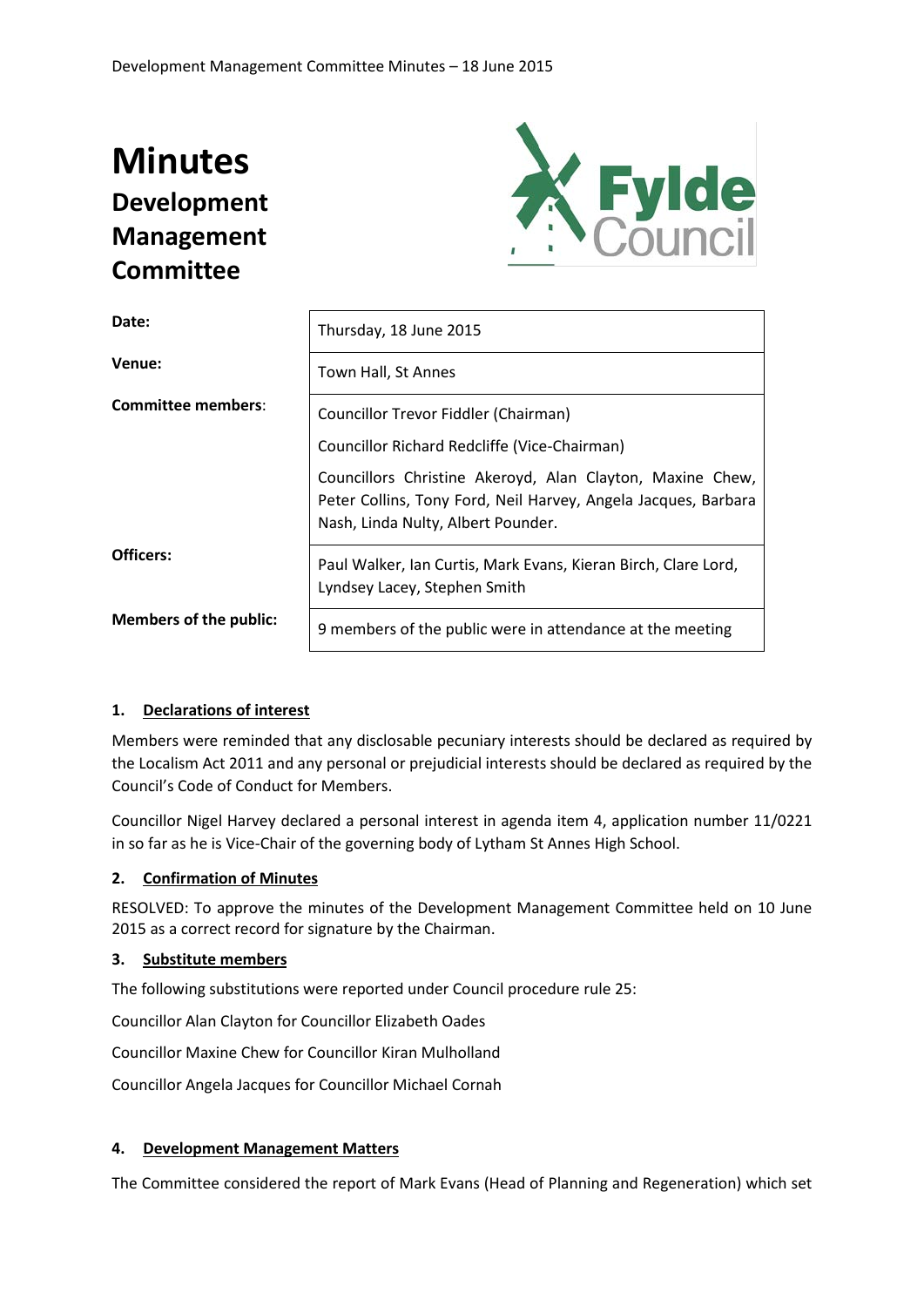# Minutes

## Development Management Committee

| | |
|---|---|
| **Date:** | Thursday, 18 June 2015 |
| **Venue:** | Town Hall, St Annes |
| **Committee members**: | Councillor Trevor Fiddler (Chairman)<br>Councillor Richard Redcliffe (Vice-Chairman)<br>Councillors Christine Akeroyd, Alan Clayton, Maxine Chew, Peter Collins, Tony Ford, Neil Harvey, Angela Jacques, Barbara Nash, Linda Nulty, Albert Pounder. |
| **Officers:** | Paul Walker, Ian Curtis, Mark Evans, Kieran Birch, Clare Lord, Lyndsey Lacey, Stephen Smith |
| **Members of the public:** | 9 members of the public were in attendance at the meeting |

### 1. Declarations of interest

Members were reminded that any disclosable pecuniary interests should be declared as required by the Localism Act 2011 and any personal or prejudicial interests should be declared as required by the Council's Code of Conduct for Members.

Councillor Nigel Harvey declared a personal interest in agenda item 4, application number 11/0221 in so far as he is Vice-Chair of the governing body of Lytham St Annes High School.

### 2. Confirmation of Minutes

RESOLVED: To approve the minutes of the Development Management Committee held on 10 June 2015 as a correct record for signature by the Chairman.

### 3. Substitute members

The following substitutions were reported under Council procedure rule 25:

Councillor Alan Clayton for Councillor Elizabeth Oades

Councillor Maxine Chew for Councillor Kiran Mulholland

Councillor Angela Jacques for Councillor Michael Cornah

### 4. Development Management Matters

The Committee considered the report of Mark Evans (Head of Planning and Regeneration) which set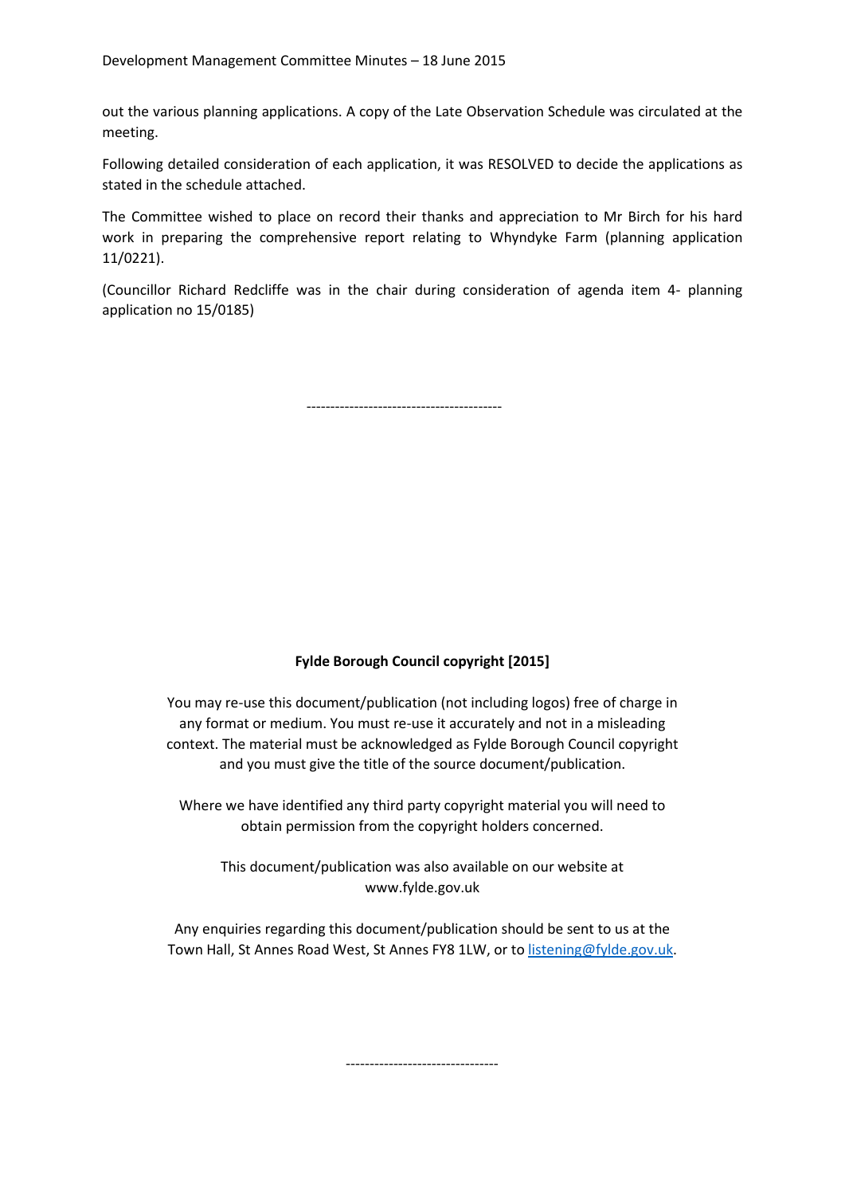out the various planning applications. A copy of the Late Observation Schedule was circulated at the meeting.

Following detailed consideration of each application, it was RESOLVED to decide the applications as stated in the schedule attached.

The Committee wished to place on record their thanks and appreciation to Mr Birch for his hard work in preparing the comprehensive report relating to Whyndyke Farm (planning application 11/0221).

(Councillor Richard Redcliffe was in the chair during consideration of agenda item 4- planning application no 15/0185)

----------------------------------------

**Fylde Borough Council copyright [2015]**

You may re-use this document/publication (not including logos) free of charge in any format or medium. You must re-use it accurately and not in a misleading context. The material must be acknowledged as Fylde Borough Council copyright and you must give the title of the source document/publication.

Where we have identified any third party copyright material you will need to obtain permission from the copyright holders concerned.

This document/publication was also available on our website at www.fylde.gov.uk

Any enquiries regarding this document/publication should be sent to us at the Town Hall, St Annes Road West, St Annes FY8 1LW, or to listening@fylde.gov.uk.

--------------------------------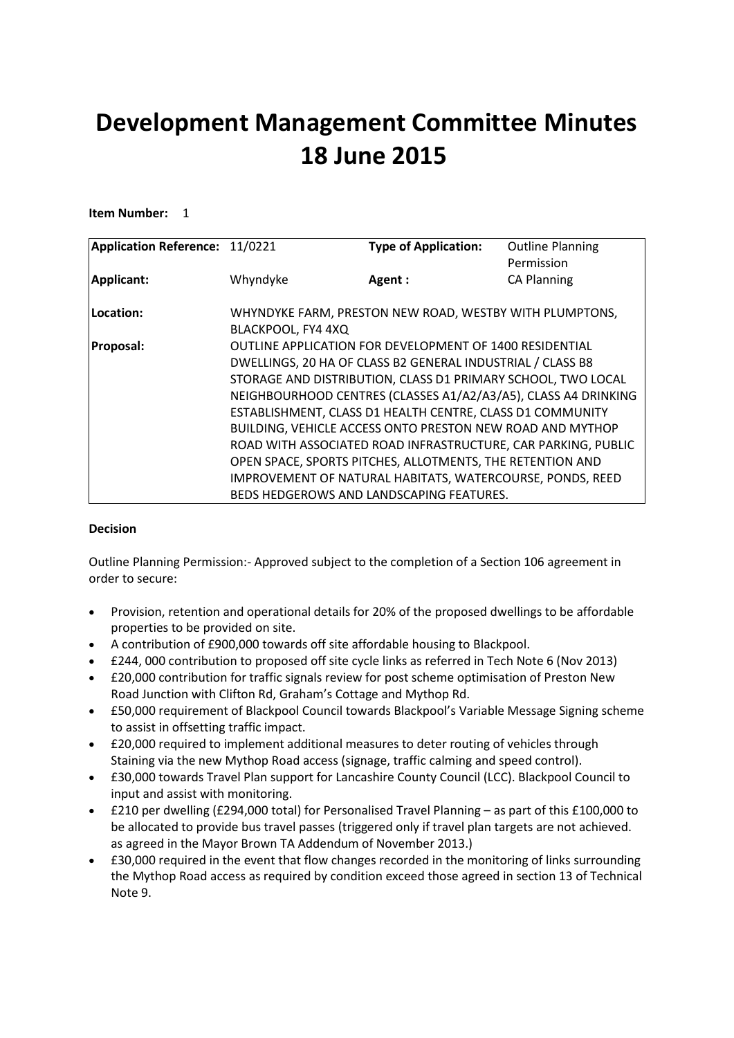# Development Management Committee Minutes 18 June 2015

**Item Number:** 1

| **Application Reference:** | 11/0221 | **Type of Application:** | Outline Planning Permission |
|---|---|---|---|
| **Applicant:** | Whyndyke | **Agent :** | CA Planning |
| **Location:** | WHYNDYKE FARM, PRESTON NEW ROAD, WESTBY WITH PLUMPTONS, BLACKPOOL, FY4 4XQ | | |
| **Proposal:** | OUTLINE APPLICATION FOR DEVELOPMENT OF 1400 RESIDENTIAL DWELLINGS, 20 HA OF CLASS B2 GENERAL INDUSTRIAL / CLASS B8 STORAGE AND DISTRIBUTION, CLASS D1 PRIMARY SCHOOL, TWO LOCAL NEIGHBOURHOOD CENTRES (CLASSES A1/A2/A3/A5), CLASS A4 DRINKING ESTABLISHMENT, CLASS D1 HEALTH CENTRE, CLASS D1 COMMUNITY BUILDING, VEHICLE ACCESS ONTO PRESTON NEW ROAD AND MYTHOP ROAD WITH ASSOCIATED ROAD INFRASTRUCTURE, CAR PARKING, PUBLIC OPEN SPACE, SPORTS PITCHES, ALLOTMENTS, THE RETENTION AND IMPROVEMENT OF NATURAL HABITATS, WATERCOURSE, PONDS, REED BEDS HEDGEROWS AND LANDSCAPING FEATURES. | | |

**Decision**

Outline Planning Permission:- Approved subject to the completion of a Section 106 agreement in order to secure:

- Provision, retention and operational details for 20% of the proposed dwellings to be affordable properties to be provided on site.
- A contribution of £900,000 towards off site affordable housing to Blackpool.
- £244, 000 contribution to proposed off site cycle links as referred in Tech Note 6 (Nov 2013)
- £20,000 contribution for traffic signals review for post scheme optimisation of Preston New Road Junction with Clifton Rd, Graham's Cottage and Mythop Rd.
- £50,000 requirement of Blackpool Council towards Blackpool's Variable Message Signing scheme to assist in offsetting traffic impact.
- £20,000 required to implement additional measures to deter routing of vehicles through Staining via the new Mythop Road access (signage, traffic calming and speed control).
- £30,000 towards Travel Plan support for Lancashire County Council (LCC). Blackpool Council to input and assist with monitoring.
- £210 per dwelling (£294,000 total) for Personalised Travel Planning – as part of this £100,000 to be allocated to provide bus travel passes (triggered only if travel plan targets are not achieved. as agreed in the Mayor Brown TA Addendum of November 2013.)
- £30,000 required in the event that flow changes recorded in the monitoring of links surrounding the Mythop Road access as required by condition exceed those agreed in section 13 of Technical Note 9.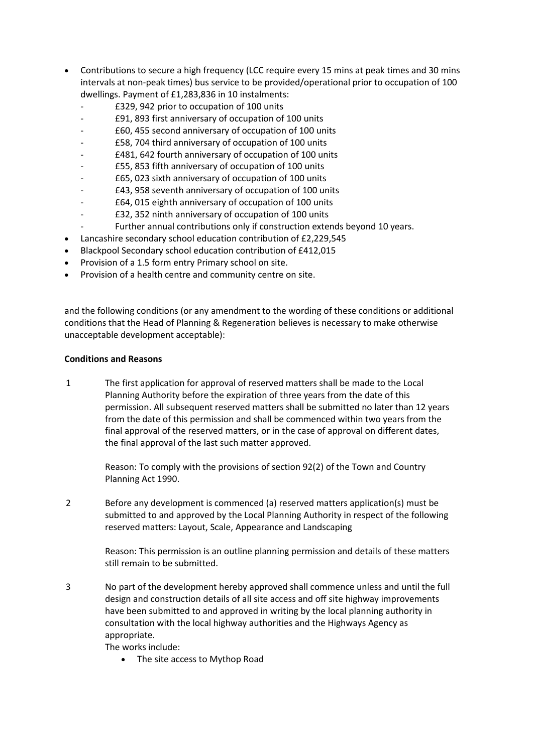- Contributions to secure a high frequency (LCC require every 15 mins at peak times and 30 mins intervals at non-peak times) bus service to be provided/operational prior to occupation of 100 dwellings. Payment of £1,283,836 in 10 instalments:
  - £329, 942 prior to occupation of 100 units
  - £91, 893 first anniversary of occupation of 100 units
  - £60, 455 second anniversary of occupation of 100 units
  - £58, 704 third anniversary of occupation of 100 units
  - £481, 642 fourth anniversary of occupation of 100 units
  - £55, 853 fifth anniversary of occupation of 100 units
  - £65, 023 sixth anniversary of occupation of 100 units
  - £43, 958 seventh anniversary of occupation of 100 units
  - £64, 015 eighth anniversary of occupation of 100 units
  - £32, 352 ninth anniversary of occupation of 100 units
  - Further annual contributions only if construction extends beyond 10 years.
- Lancashire secondary school education contribution of £2,229,545
- Blackpool Secondary school education contribution of £412,015
- Provision of a 1.5 form entry Primary school on site.
- Provision of a health centre and community centre on site.

and the following conditions (or any amendment to the wording of these conditions or additional conditions that the Head of Planning & Regeneration believes is necessary to make otherwise unacceptable development acceptable):

**Conditions and Reasons**

1 The first application for approval of reserved matters shall be made to the Local Planning Authority before the expiration of three years from the date of this permission. All subsequent reserved matters shall be submitted no later than 12 years from the date of this permission and shall be commenced within two years from the final approval of the reserved matters, or in the case of approval on different dates, the final approval of the last such matter approved.

Reason: To comply with the provisions of section 92(2) of the Town and Country Planning Act 1990.

2 Before any development is commenced (a) reserved matters application(s) must be submitted to and approved by the Local Planning Authority in respect of the following reserved matters: Layout, Scale, Appearance and Landscaping

Reason: This permission is an outline planning permission and details of these matters still remain to be submitted.

3 No part of the development hereby approved shall commence unless and until the full design and construction details of all site access and off site highway improvements have been submitted to and approved in writing by the local planning authority in consultation with the local highway authorities and the Highways Agency as appropriate.

The works include:

- The site access to Mythop Road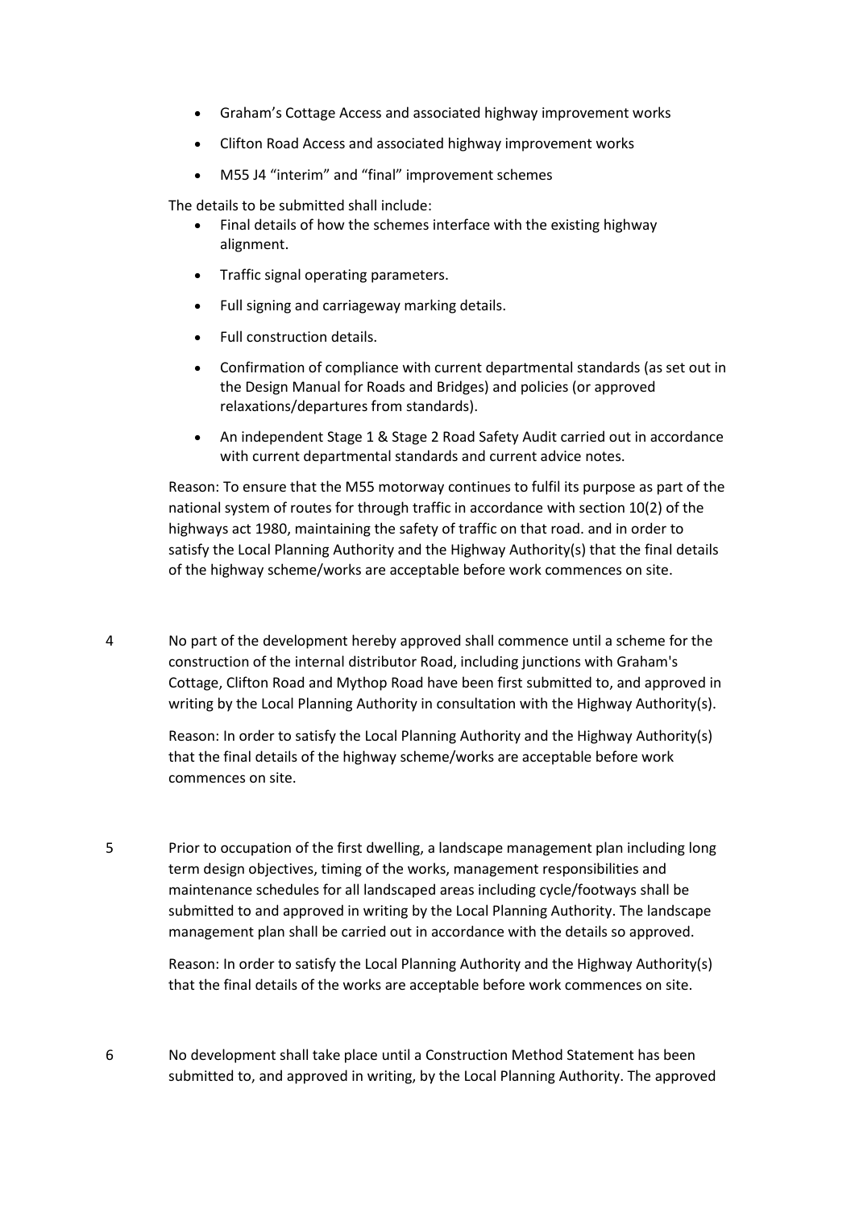- Graham's Cottage Access and associated highway improvement works
- Clifton Road Access and associated highway improvement works
- M55 J4 "interim" and "final" improvement schemes

The details to be submitted shall include:

- Final details of how the schemes interface with the existing highway alignment.
- Traffic signal operating parameters.
- Full signing and carriageway marking details.
- Full construction details.
- Confirmation of compliance with current departmental standards (as set out in the Design Manual for Roads and Bridges) and policies (or approved relaxations/departures from standards).
- An independent Stage 1 & Stage 2 Road Safety Audit carried out in accordance with current departmental standards and current advice notes.

Reason: To ensure that the M55 motorway continues to fulfil its purpose as part of the national system of routes for through traffic in accordance with section 10(2) of the highways act 1980, maintaining the safety of traffic on that road. and in order to satisfy the Local Planning Authority and the Highway Authority(s) that the final details of the highway scheme/works are acceptable before work commences on site.

4 No part of the development hereby approved shall commence until a scheme for the construction of the internal distributor Road, including junctions with Graham's Cottage, Clifton Road and Mythop Road have been first submitted to, and approved in writing by the Local Planning Authority in consultation with the Highway Authority(s).

Reason: In order to satisfy the Local Planning Authority and the Highway Authority(s) that the final details of the highway scheme/works are acceptable before work commences on site.

5 Prior to occupation of the first dwelling, a landscape management plan including long term design objectives, timing of the works, management responsibilities and maintenance schedules for all landscaped areas including cycle/footways shall be submitted to and approved in writing by the Local Planning Authority. The landscape management plan shall be carried out in accordance with the details so approved.

Reason: In order to satisfy the Local Planning Authority and the Highway Authority(s) that the final details of the works are acceptable before work commences on site.

6 No development shall take place until a Construction Method Statement has been submitted to, and approved in writing, by the Local Planning Authority. The approved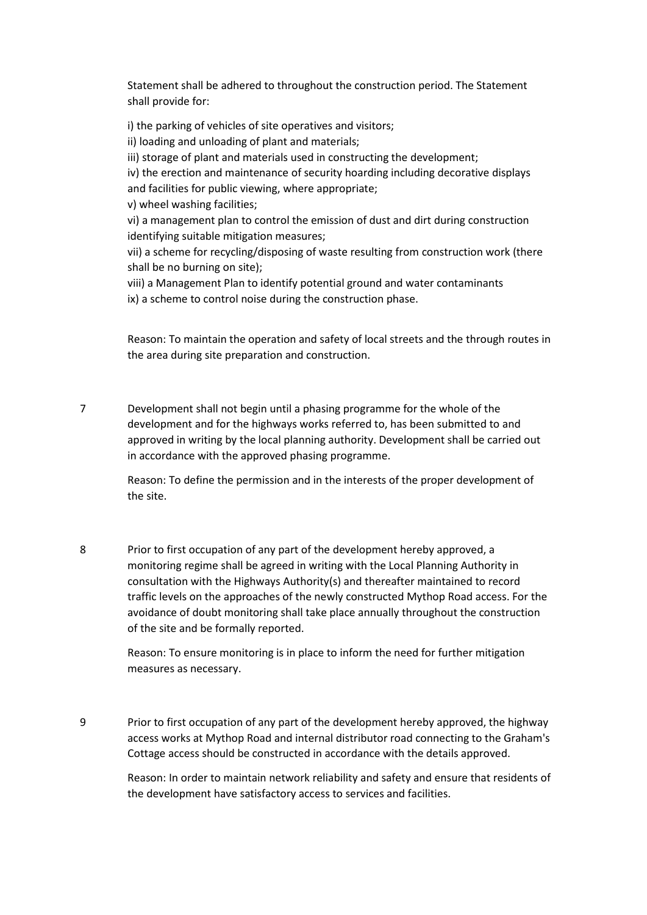Statement shall be adhered to throughout the construction period. The Statement shall provide for:

i) the parking of vehicles of site operatives and visitors;
ii) loading and unloading of plant and materials;
iii) storage of plant and materials used in constructing the development;
iv) the erection and maintenance of security hoarding including decorative displays and facilities for public viewing, where appropriate;
v) wheel washing facilities;
vi) a management plan to control the emission of dust and dirt during construction identifying suitable mitigation measures;
vii) a scheme for recycling/disposing of waste resulting from construction work (there shall be no burning on site);
viii) a Management Plan to identify potential ground and water contaminants
ix) a scheme to control noise during the construction phase.

Reason: To maintain the operation and safety of local streets and the through routes in the area during site preparation and construction.

7 Development shall not begin until a phasing programme for the whole of the development and for the highways works referred to, has been submitted to and approved in writing by the local planning authority. Development shall be carried out in accordance with the approved phasing programme.

Reason: To define the permission and in the interests of the proper development of the site.

8 Prior to first occupation of any part of the development hereby approved, a monitoring regime shall be agreed in writing with the Local Planning Authority in consultation with the Highways Authority(s) and thereafter maintained to record traffic levels on the approaches of the newly constructed Mythop Road access. For the avoidance of doubt monitoring shall take place annually throughout the construction of the site and be formally reported.

Reason: To ensure monitoring is in place to inform the need for further mitigation measures as necessary.

9 Prior to first occupation of any part of the development hereby approved, the highway access works at Mythop Road and internal distributor road connecting to the Graham's Cottage access should be constructed in accordance with the details approved.

Reason: In order to maintain network reliability and safety and ensure that residents of the development have satisfactory access to services and facilities.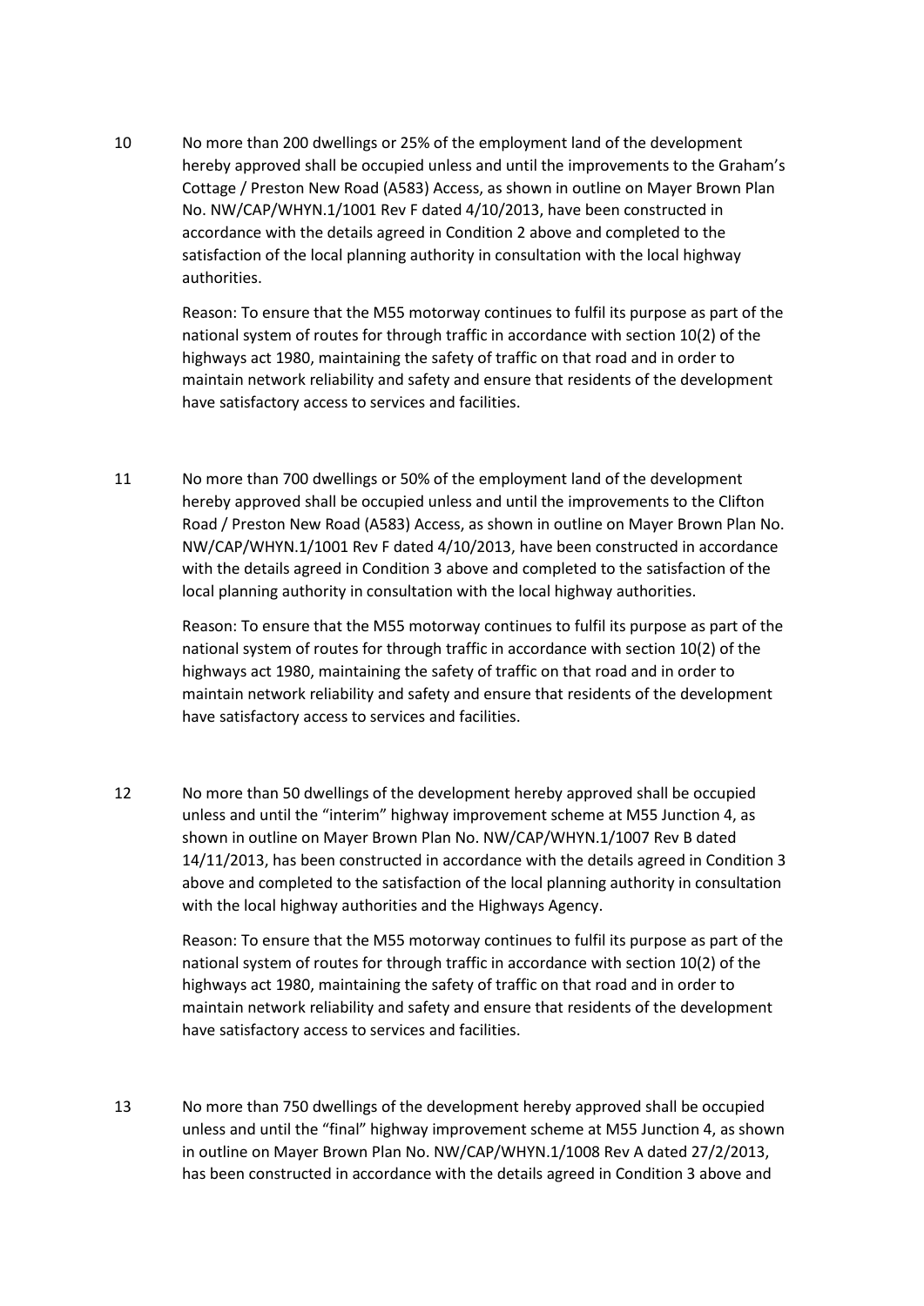10 No more than 200 dwellings or 25% of the employment land of the development hereby approved shall be occupied unless and until the improvements to the Graham's Cottage / Preston New Road (A583) Access, as shown in outline on Mayer Brown Plan No. NW/CAP/WHYN.1/1001 Rev F dated 4/10/2013, have been constructed in accordance with the details agreed in Condition 2 above and completed to the satisfaction of the local planning authority in consultation with the local highway authorities.

Reason: To ensure that the M55 motorway continues to fulfil its purpose as part of the national system of routes for through traffic in accordance with section 10(2) of the highways act 1980, maintaining the safety of traffic on that road and in order to maintain network reliability and safety and ensure that residents of the development have satisfactory access to services and facilities.

11 No more than 700 dwellings or 50% of the employment land of the development hereby approved shall be occupied unless and until the improvements to the Clifton Road / Preston New Road (A583) Access, as shown in outline on Mayer Brown Plan No. NW/CAP/WHYN.1/1001 Rev F dated 4/10/2013, have been constructed in accordance with the details agreed in Condition 3 above and completed to the satisfaction of the local planning authority in consultation with the local highway authorities.

Reason: To ensure that the M55 motorway continues to fulfil its purpose as part of the national system of routes for through traffic in accordance with section 10(2) of the highways act 1980, maintaining the safety of traffic on that road and in order to maintain network reliability and safety and ensure that residents of the development have satisfactory access to services and facilities.

12 No more than 50 dwellings of the development hereby approved shall be occupied unless and until the "interim" highway improvement scheme at M55 Junction 4, as shown in outline on Mayer Brown Plan No. NW/CAP/WHYN.1/1007 Rev B dated 14/11/2013, has been constructed in accordance with the details agreed in Condition 3 above and completed to the satisfaction of the local planning authority in consultation with the local highway authorities and the Highways Agency.

Reason: To ensure that the M55 motorway continues to fulfil its purpose as part of the national system of routes for through traffic in accordance with section 10(2) of the highways act 1980, maintaining the safety of traffic on that road and in order to maintain network reliability and safety and ensure that residents of the development have satisfactory access to services and facilities.

13 No more than 750 dwellings of the development hereby approved shall be occupied unless and until the "final" highway improvement scheme at M55 Junction 4, as shown in outline on Mayer Brown Plan No. NW/CAP/WHYN.1/1008 Rev A dated 27/2/2013, has been constructed in accordance with the details agreed in Condition 3 above and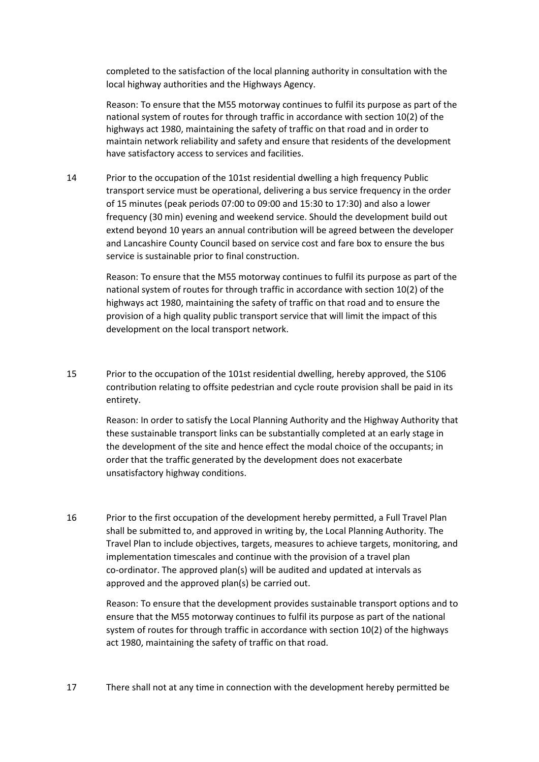completed to the satisfaction of the local planning authority in consultation with the local highway authorities and the Highways Agency.

Reason: To ensure that the M55 motorway continues to fulfil its purpose as part of the national system of routes for through traffic in accordance with section 10(2) of the highways act 1980, maintaining the safety of traffic on that road and in order to maintain network reliability and safety and ensure that residents of the development have satisfactory access to services and facilities.

14 Prior to the occupation of the 101st residential dwelling a high frequency Public transport service must be operational, delivering a bus service frequency in the order of 15 minutes (peak periods 07:00 to 09:00 and 15:30 to 17:30) and also a lower frequency (30 min) evening and weekend service. Should the development build out extend beyond 10 years an annual contribution will be agreed between the developer and Lancashire County Council based on service cost and fare box to ensure the bus service is sustainable prior to final construction.

Reason: To ensure that the M55 motorway continues to fulfil its purpose as part of the national system of routes for through traffic in accordance with section 10(2) of the highways act 1980, maintaining the safety of traffic on that road and to ensure the provision of a high quality public transport service that will limit the impact of this development on the local transport network.

15 Prior to the occupation of the 101st residential dwelling, hereby approved, the S106 contribution relating to offsite pedestrian and cycle route provision shall be paid in its entirety.

Reason: In order to satisfy the Local Planning Authority and the Highway Authority that these sustainable transport links can be substantially completed at an early stage in the development of the site and hence effect the modal choice of the occupants; in order that the traffic generated by the development does not exacerbate unsatisfactory highway conditions.

16 Prior to the first occupation of the development hereby permitted, a Full Travel Plan shall be submitted to, and approved in writing by, the Local Planning Authority. The Travel Plan to include objectives, targets, measures to achieve targets, monitoring, and implementation timescales and continue with the provision of a travel plan co-ordinator. The approved plan(s) will be audited and updated at intervals as approved and the approved plan(s) be carried out.

Reason: To ensure that the development provides sustainable transport options and to ensure that the M55 motorway continues to fulfil its purpose as part of the national system of routes for through traffic in accordance with section 10(2) of the highways act 1980, maintaining the safety of traffic on that road.

17 There shall not at any time in connection with the development hereby permitted be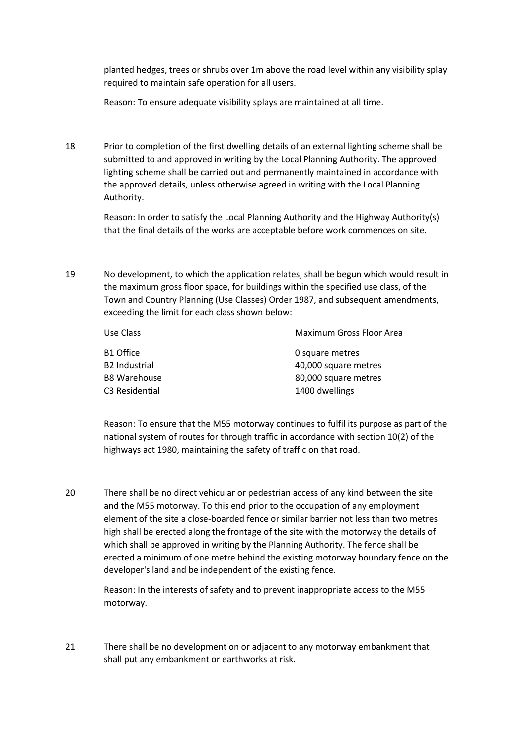planted hedges, trees or shrubs over 1m above the road level within any visibility splay required to maintain safe operation for all users.

Reason: To ensure adequate visibility splays are maintained at all time.

18 Prior to completion of the first dwelling details of an external lighting scheme shall be submitted to and approved in writing by the Local Planning Authority. The approved lighting scheme shall be carried out and permanently maintained in accordance with the approved details, unless otherwise agreed in writing with the Local Planning Authority.

Reason: In order to satisfy the Local Planning Authority and the Highway Authority(s) that the final details of the works are acceptable before work commences on site.

19 No development, to which the application relates, shall be begun which would result in the maximum gross floor space, for buildings within the specified use class, of the Town and Country Planning (Use Classes) Order 1987, and subsequent amendments, exceeding the limit for each class shown below:

| Use Class | Maximum Gross Floor Area |
|---|---|
| B1 Office | 0 square metres |
| B2 Industrial | 40,000 square metres |
| B8 Warehouse | 80,000 square metres |
| C3 Residential | 1400 dwellings |

Reason: To ensure that the M55 motorway continues to fulfil its purpose as part of the national system of routes for through traffic in accordance with section 10(2) of the highways act 1980, maintaining the safety of traffic on that road.

20 There shall be no direct vehicular or pedestrian access of any kind between the site and the M55 motorway. To this end prior to the occupation of any employment element of the site a close-boarded fence or similar barrier not less than two metres high shall be erected along the frontage of the site with the motorway the details of which shall be approved in writing by the Planning Authority. The fence shall be erected a minimum of one metre behind the existing motorway boundary fence on the developer's land and be independent of the existing fence.

Reason: In the interests of safety and to prevent inappropriate access to the M55 motorway.

21 There shall be no development on or adjacent to any motorway embankment that shall put any embankment or earthworks at risk.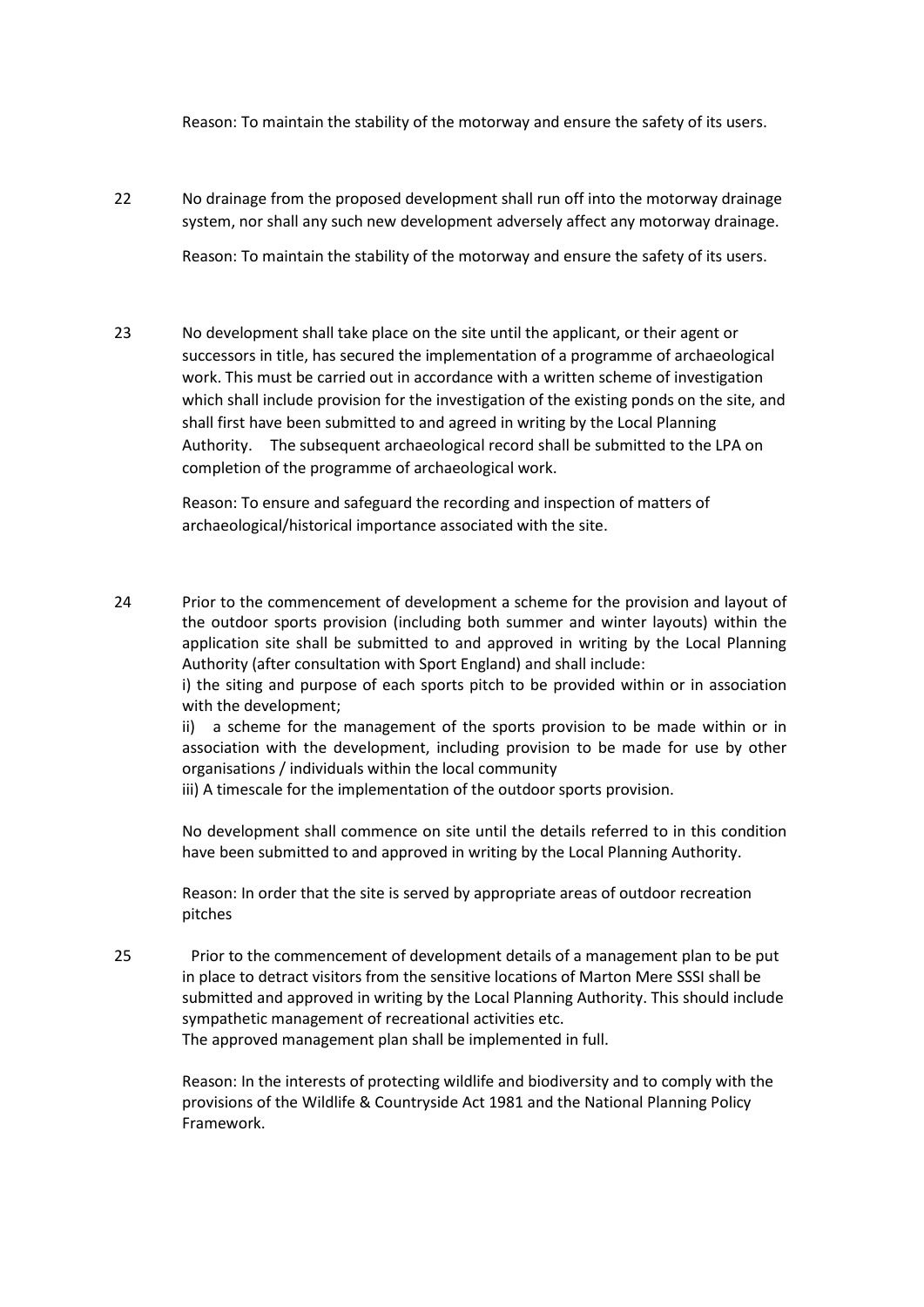Reason: To maintain the stability of the motorway and ensure the safety of its users.

22 No drainage from the proposed development shall run off into the motorway drainage system, nor shall any such new development adversely affect any motorway drainage.

Reason: To maintain the stability of the motorway and ensure the safety of its users.

23 No development shall take place on the site until the applicant, or their agent or successors in title, has secured the implementation of a programme of archaeological work. This must be carried out in accordance with a written scheme of investigation which shall include provision for the investigation of the existing ponds on the site, and shall first have been submitted to and agreed in writing by the Local Planning Authority. The subsequent archaeological record shall be submitted to the LPA on completion of the programme of archaeological work.

Reason: To ensure and safeguard the recording and inspection of matters of archaeological/historical importance associated with the site.

24 Prior to the commencement of development a scheme for the provision and layout of the outdoor sports provision (including both summer and winter layouts) within the application site shall be submitted to and approved in writing by the Local Planning Authority (after consultation with Sport England) and shall include:

i) the siting and purpose of each sports pitch to be provided within or in association with the development;

ii) a scheme for the management of the sports provision to be made within or in association with the development, including provision to be made for use by other organisations / individuals within the local community

iii) A timescale for the implementation of the outdoor sports provision.

No development shall commence on site until the details referred to in this condition have been submitted to and approved in writing by the Local Planning Authority.

Reason: In order that the site is served by appropriate areas of outdoor recreation pitches

25 Prior to the commencement of development details of a management plan to be put in place to detract visitors from the sensitive locations of Marton Mere SSSI shall be submitted and approved in writing by the Local Planning Authority. This should include sympathetic management of recreational activities etc.
The approved management plan shall be implemented in full.

Reason: In the interests of protecting wildlife and biodiversity and to comply with the provisions of the Wildlife & Countryside Act 1981 and the National Planning Policy Framework.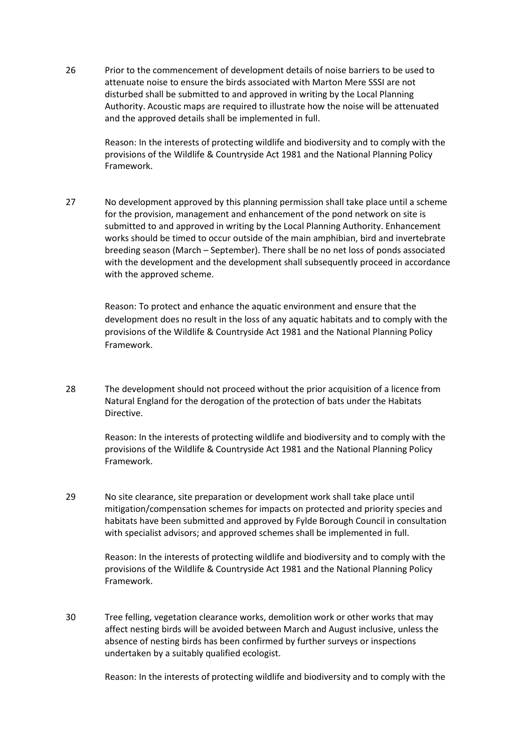26 Prior to the commencement of development details of noise barriers to be used to attenuate noise to ensure the birds associated with Marton Mere SSSI are not disturbed shall be submitted to and approved in writing by the Local Planning Authority. Acoustic maps are required to illustrate how the noise will be attenuated and the approved details shall be implemented in full.

Reason: In the interests of protecting wildlife and biodiversity and to comply with the provisions of the Wildlife & Countryside Act 1981 and the National Planning Policy Framework.

27 No development approved by this planning permission shall take place until a scheme for the provision, management and enhancement of the pond network on site is submitted to and approved in writing by the Local Planning Authority. Enhancement works should be timed to occur outside of the main amphibian, bird and invertebrate breeding season (March – September). There shall be no net loss of ponds associated with the development and the development shall subsequently proceed in accordance with the approved scheme.

Reason: To protect and enhance the aquatic environment and ensure that the development does no result in the loss of any aquatic habitats and to comply with the provisions of the Wildlife & Countryside Act 1981 and the National Planning Policy Framework.

28 The development should not proceed without the prior acquisition of a licence from Natural England for the derogation of the protection of bats under the Habitats Directive.

Reason: In the interests of protecting wildlife and biodiversity and to comply with the provisions of the Wildlife & Countryside Act 1981 and the National Planning Policy Framework.

29 No site clearance, site preparation or development work shall take place until mitigation/compensation schemes for impacts on protected and priority species and habitats have been submitted and approved by Fylde Borough Council in consultation with specialist advisors; and approved schemes shall be implemented in full.

Reason: In the interests of protecting wildlife and biodiversity and to comply with the provisions of the Wildlife & Countryside Act 1981 and the National Planning Policy Framework.

30 Tree felling, vegetation clearance works, demolition work or other works that may affect nesting birds will be avoided between March and August inclusive, unless the absence of nesting birds has been confirmed by further surveys or inspections undertaken by a suitably qualified ecologist.

Reason: In the interests of protecting wildlife and biodiversity and to comply with the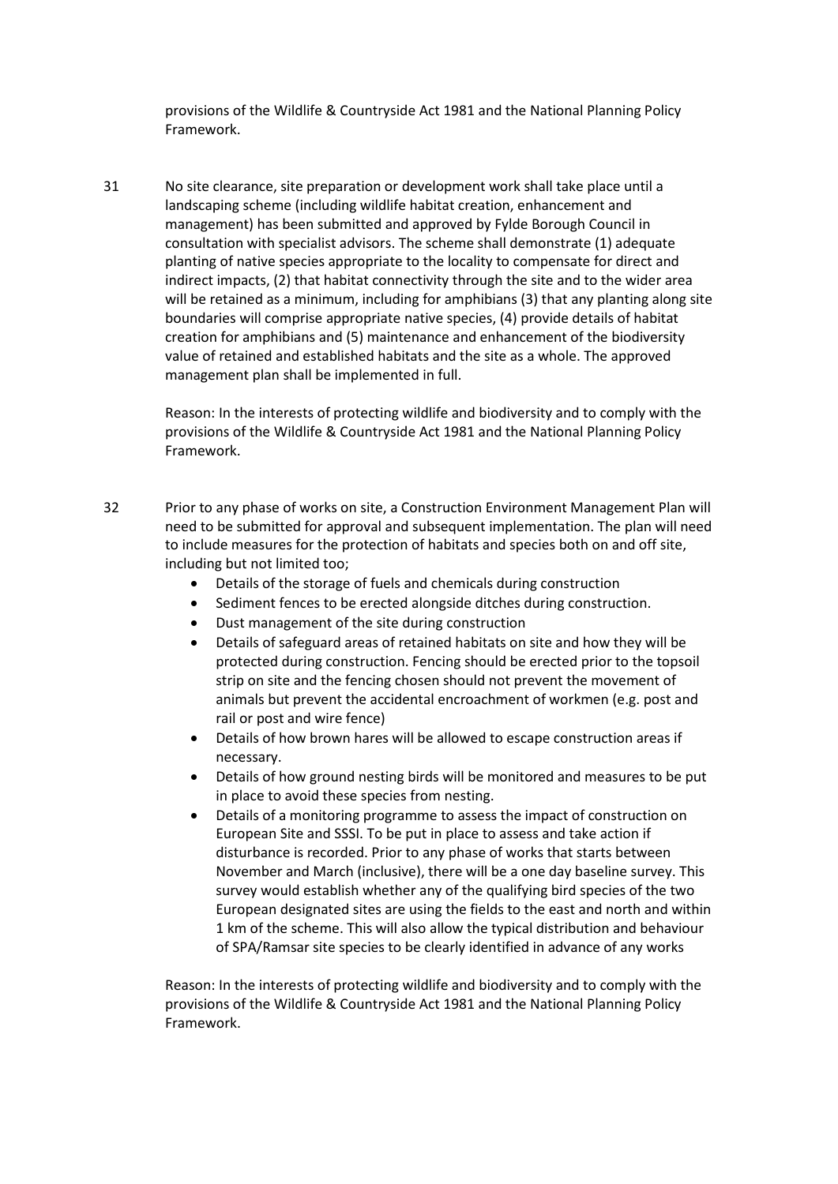provisions of the Wildlife & Countryside Act 1981 and the National Planning Policy Framework.

31 No site clearance, site preparation or development work shall take place until a landscaping scheme (including wildlife habitat creation, enhancement and management) has been submitted and approved by Fylde Borough Council in consultation with specialist advisors. The scheme shall demonstrate (1) adequate planting of native species appropriate to the locality to compensate for direct and indirect impacts, (2) that habitat connectivity through the site and to the wider area will be retained as a minimum, including for amphibians (3) that any planting along site boundaries will comprise appropriate native species, (4) provide details of habitat creation for amphibians and (5) maintenance and enhancement of the biodiversity value of retained and established habitats and the site as a whole. The approved management plan shall be implemented in full.

Reason: In the interests of protecting wildlife and biodiversity and to comply with the provisions of the Wildlife & Countryside Act 1981 and the National Planning Policy Framework.

32 Prior to any phase of works on site, a Construction Environment Management Plan will need to be submitted for approval and subsequent implementation. The plan will need to include measures for the protection of habitats and species both on and off site, including but not limited too;

- Details of the storage of fuels and chemicals during construction
- Sediment fences to be erected alongside ditches during construction.
- Dust management of the site during construction
- Details of safeguard areas of retained habitats on site and how they will be protected during construction. Fencing should be erected prior to the topsoil strip on site and the fencing chosen should not prevent the movement of animals but prevent the accidental encroachment of workmen (e.g. post and rail or post and wire fence)
- Details of how brown hares will be allowed to escape construction areas if necessary.
- Details of how ground nesting birds will be monitored and measures to be put in place to avoid these species from nesting.
- Details of a monitoring programme to assess the impact of construction on European Site and SSSI. To be put in place to assess and take action if disturbance is recorded. Prior to any phase of works that starts between November and March (inclusive), there will be a one day baseline survey. This survey would establish whether any of the qualifying bird species of the two European designated sites are using the fields to the east and north and within 1 km of the scheme. This will also allow the typical distribution and behaviour of SPA/Ramsar site species to be clearly identified in advance of any works

Reason: In the interests of protecting wildlife and biodiversity and to comply with the provisions of the Wildlife & Countryside Act 1981 and the National Planning Policy Framework.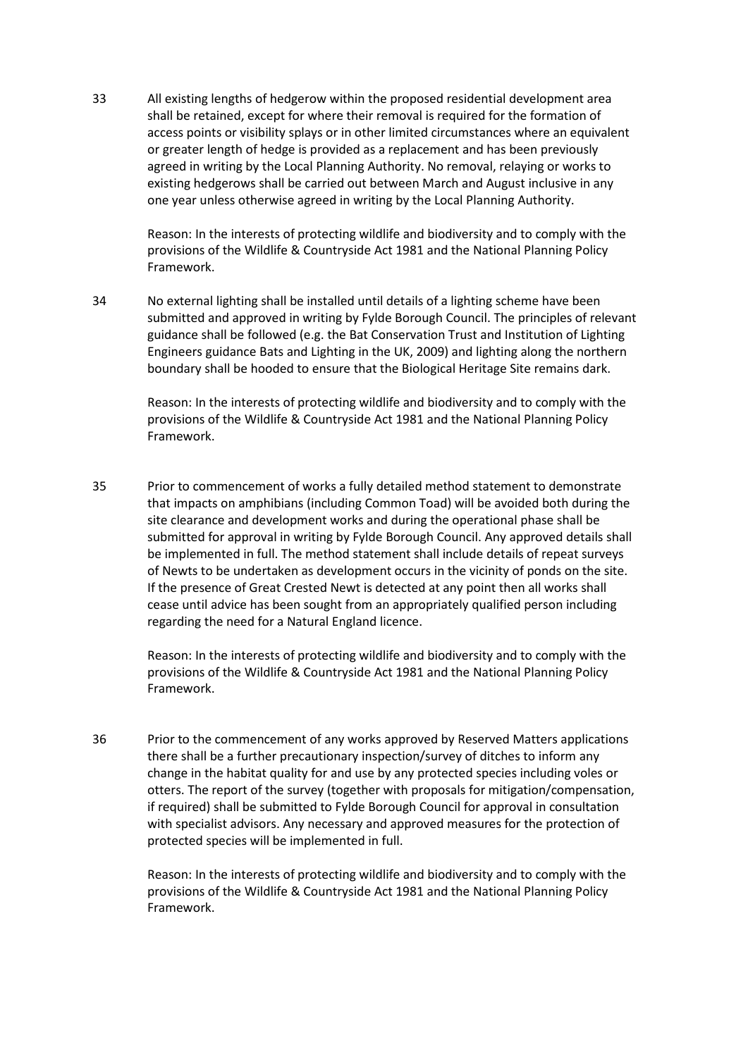33 All existing lengths of hedgerow within the proposed residential development area shall be retained, except for where their removal is required for the formation of access points or visibility splays or in other limited circumstances where an equivalent or greater length of hedge is provided as a replacement and has been previously agreed in writing by the Local Planning Authority. No removal, relaying or works to existing hedgerows shall be carried out between March and August inclusive in any one year unless otherwise agreed in writing by the Local Planning Authority.

Reason: In the interests of protecting wildlife and biodiversity and to comply with the provisions of the Wildlife & Countryside Act 1981 and the National Planning Policy Framework.

34 No external lighting shall be installed until details of a lighting scheme have been submitted and approved in writing by Fylde Borough Council. The principles of relevant guidance shall be followed (e.g. the Bat Conservation Trust and Institution of Lighting Engineers guidance Bats and Lighting in the UK, 2009) and lighting along the northern boundary shall be hooded to ensure that the Biological Heritage Site remains dark.

Reason: In the interests of protecting wildlife and biodiversity and to comply with the provisions of the Wildlife & Countryside Act 1981 and the National Planning Policy Framework.

35 Prior to commencement of works a fully detailed method statement to demonstrate that impacts on amphibians (including Common Toad) will be avoided both during the site clearance and development works and during the operational phase shall be submitted for approval in writing by Fylde Borough Council. Any approved details shall be implemented in full. The method statement shall include details of repeat surveys of Newts to be undertaken as development occurs in the vicinity of ponds on the site. If the presence of Great Crested Newt is detected at any point then all works shall cease until advice has been sought from an appropriately qualified person including regarding the need for a Natural England licence.

Reason: In the interests of protecting wildlife and biodiversity and to comply with the provisions of the Wildlife & Countryside Act 1981 and the National Planning Policy Framework.

36 Prior to the commencement of any works approved by Reserved Matters applications there shall be a further precautionary inspection/survey of ditches to inform any change in the habitat quality for and use by any protected species including voles or otters. The report of the survey (together with proposals for mitigation/compensation, if required) shall be submitted to Fylde Borough Council for approval in consultation with specialist advisors. Any necessary and approved measures for the protection of protected species will be implemented in full.

Reason: In the interests of protecting wildlife and biodiversity and to comply with the provisions of the Wildlife & Countryside Act 1981 and the National Planning Policy Framework.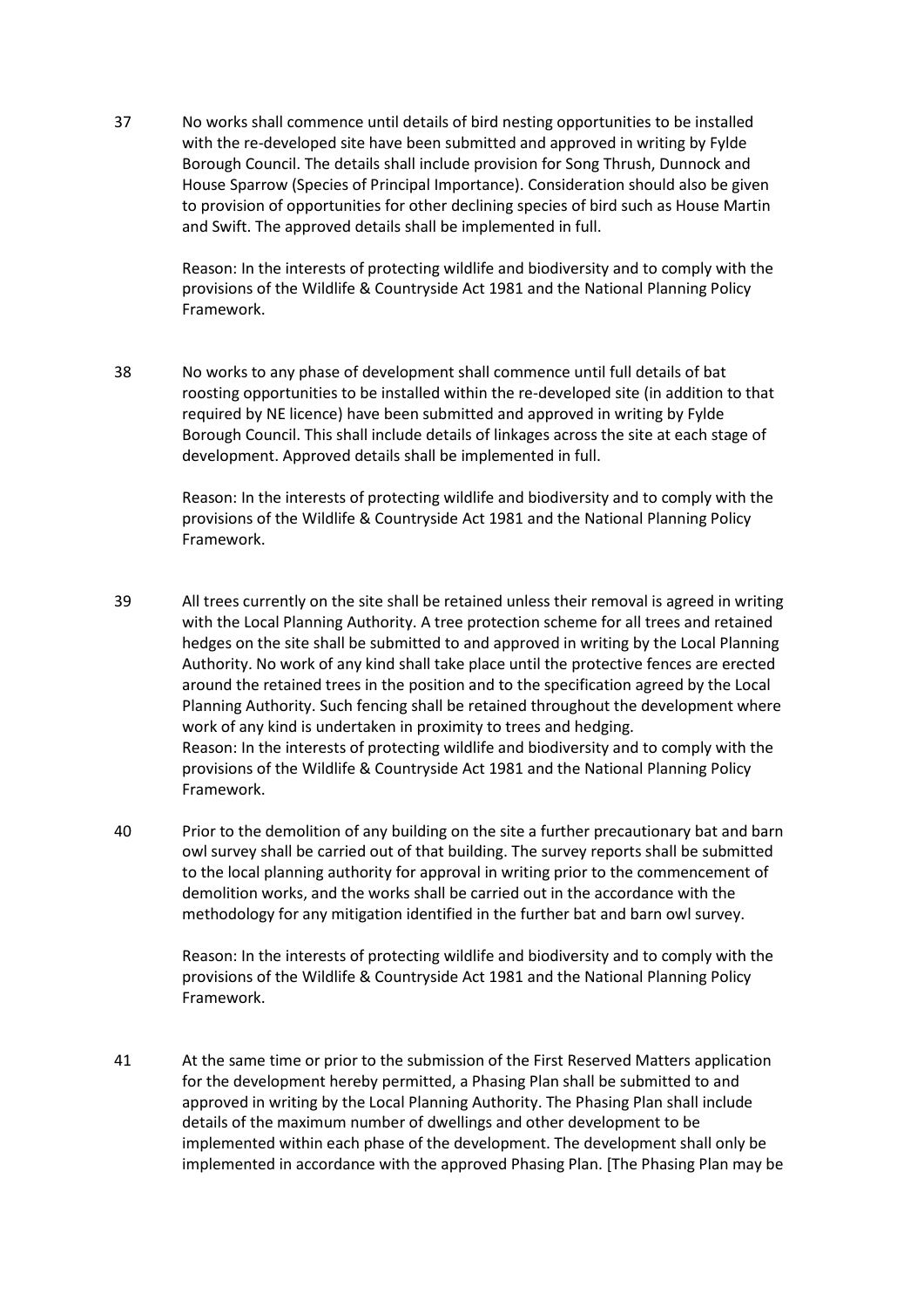37 No works shall commence until details of bird nesting opportunities to be installed with the re-developed site have been submitted and approved in writing by Fylde Borough Council. The details shall include provision for Song Thrush, Dunnock and House Sparrow (Species of Principal Importance). Consideration should also be given to provision of opportunities for other declining species of bird such as House Martin and Swift. The approved details shall be implemented in full.

Reason: In the interests of protecting wildlife and biodiversity and to comply with the provisions of the Wildlife & Countryside Act 1981 and the National Planning Policy Framework.

38 No works to any phase of development shall commence until full details of bat roosting opportunities to be installed within the re-developed site (in addition to that required by NE licence) have been submitted and approved in writing by Fylde Borough Council. This shall include details of linkages across the site at each stage of development. Approved details shall be implemented in full.

Reason: In the interests of protecting wildlife and biodiversity and to comply with the provisions of the Wildlife & Countryside Act 1981 and the National Planning Policy Framework.

39 All trees currently on the site shall be retained unless their removal is agreed in writing with the Local Planning Authority. A tree protection scheme for all trees and retained hedges on the site shall be submitted to and approved in writing by the Local Planning Authority. No work of any kind shall take place until the protective fences are erected around the retained trees in the position and to the specification agreed by the Local Planning Authority. Such fencing shall be retained throughout the development where work of any kind is undertaken in proximity to trees and hedging.
Reason: In the interests of protecting wildlife and biodiversity and to comply with the provisions of the Wildlife & Countryside Act 1981 and the National Planning Policy Framework.

40 Prior to the demolition of any building on the site a further precautionary bat and barn owl survey shall be carried out of that building. The survey reports shall be submitted to the local planning authority for approval in writing prior to the commencement of demolition works, and the works shall be carried out in the accordance with the methodology for any mitigation identified in the further bat and barn owl survey.

Reason: In the interests of protecting wildlife and biodiversity and to comply with the provisions of the Wildlife & Countryside Act 1981 and the National Planning Policy Framework.

41 At the same time or prior to the submission of the First Reserved Matters application for the development hereby permitted, a Phasing Plan shall be submitted to and approved in writing by the Local Planning Authority. The Phasing Plan shall include details of the maximum number of dwellings and other development to be implemented within each phase of the development. The development shall only be implemented in accordance with the approved Phasing Plan. [The Phasing Plan may be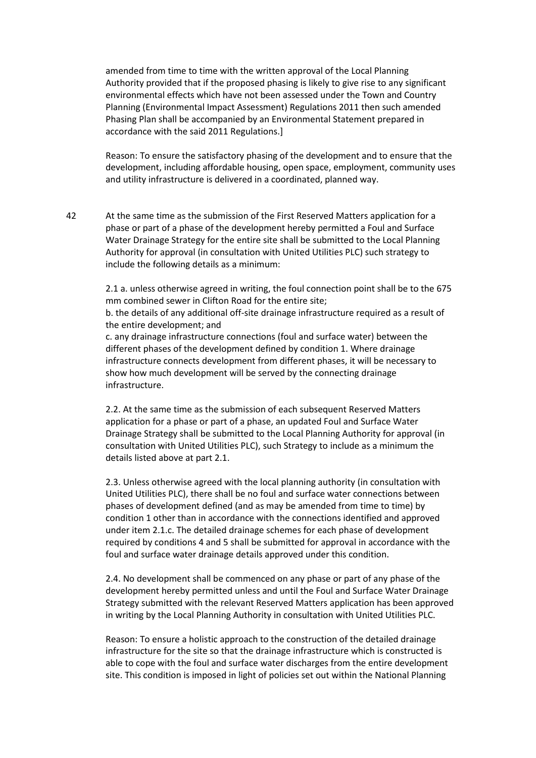amended from time to time with the written approval of the Local Planning Authority provided that if the proposed phasing is likely to give rise to any significant environmental effects which have not been assessed under the Town and Country Planning (Environmental Impact Assessment) Regulations 2011 then such amended Phasing Plan shall be accompanied by an Environmental Statement prepared in accordance with the said 2011 Regulations.]

Reason: To ensure the satisfactory phasing of the development and to ensure that the development, including affordable housing, open space, employment, community uses and utility infrastructure is delivered in a coordinated, planned way.

42 At the same time as the submission of the First Reserved Matters application for a phase or part of a phase of the development hereby permitted a Foul and Surface Water Drainage Strategy for the entire site shall be submitted to the Local Planning Authority for approval (in consultation with United Utilities PLC) such strategy to include the following details as a minimum:

2.1 a. unless otherwise agreed in writing, the foul connection point shall be to the 675 mm combined sewer in Clifton Road for the entire site;
b. the details of any additional off-site drainage infrastructure required as a result of the entire development; and
c. any drainage infrastructure connections (foul and surface water) between the different phases of the development defined by condition 1. Where drainage infrastructure connects development from different phases, it will be necessary to show how much development will be served by the connecting drainage infrastructure.

2.2. At the same time as the submission of each subsequent Reserved Matters application for a phase or part of a phase, an updated Foul and Surface Water Drainage Strategy shall be submitted to the Local Planning Authority for approval (in consultation with United Utilities PLC), such Strategy to include as a minimum the details listed above at part 2.1.

2.3. Unless otherwise agreed with the local planning authority (in consultation with United Utilities PLC), there shall be no foul and surface water connections between phases of development defined (and as may be amended from time to time) by condition 1 other than in accordance with the connections identified and approved under item 2.1.c. The detailed drainage schemes for each phase of development required by conditions 4 and 5 shall be submitted for approval in accordance with the foul and surface water drainage details approved under this condition.

2.4. No development shall be commenced on any phase or part of any phase of the development hereby permitted unless and until the Foul and Surface Water Drainage Strategy submitted with the relevant Reserved Matters application has been approved in writing by the Local Planning Authority in consultation with United Utilities PLC.

Reason: To ensure a holistic approach to the construction of the detailed drainage infrastructure for the site so that the drainage infrastructure which is constructed is able to cope with the foul and surface water discharges from the entire development site. This condition is imposed in light of policies set out within the National Planning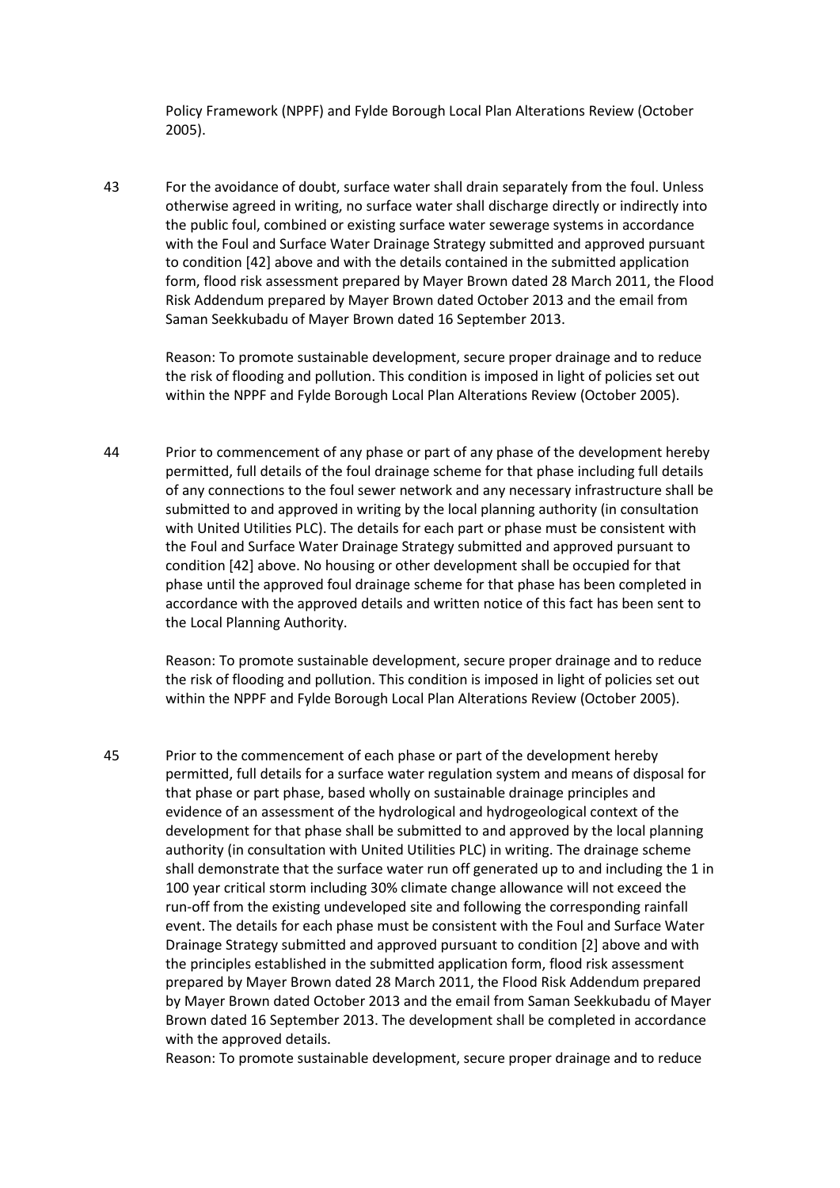Policy Framework (NPPF) and Fylde Borough Local Plan Alterations Review (October 2005).

43 For the avoidance of doubt, surface water shall drain separately from the foul. Unless otherwise agreed in writing, no surface water shall discharge directly or indirectly into the public foul, combined or existing surface water sewerage systems in accordance with the Foul and Surface Water Drainage Strategy submitted and approved pursuant to condition [42] above and with the details contained in the submitted application form, flood risk assessment prepared by Mayer Brown dated 28 March 2011, the Flood Risk Addendum prepared by Mayer Brown dated October 2013 and the email from Saman Seekkubadu of Mayer Brown dated 16 September 2013.

Reason: To promote sustainable development, secure proper drainage and to reduce the risk of flooding and pollution. This condition is imposed in light of policies set out within the NPPF and Fylde Borough Local Plan Alterations Review (October 2005).

44 Prior to commencement of any phase or part of any phase of the development hereby permitted, full details of the foul drainage scheme for that phase including full details of any connections to the foul sewer network and any necessary infrastructure shall be submitted to and approved in writing by the local planning authority (in consultation with United Utilities PLC). The details for each part or phase must be consistent with the Foul and Surface Water Drainage Strategy submitted and approved pursuant to condition [42] above. No housing or other development shall be occupied for that phase until the approved foul drainage scheme for that phase has been completed in accordance with the approved details and written notice of this fact has been sent to the Local Planning Authority.

Reason: To promote sustainable development, secure proper drainage and to reduce the risk of flooding and pollution. This condition is imposed in light of policies set out within the NPPF and Fylde Borough Local Plan Alterations Review (October 2005).

45 Prior to the commencement of each phase or part of the development hereby permitted, full details for a surface water regulation system and means of disposal for that phase or part phase, based wholly on sustainable drainage principles and evidence of an assessment of the hydrological and hydrogeological context of the development for that phase shall be submitted to and approved by the local planning authority (in consultation with United Utilities PLC) in writing. The drainage scheme shall demonstrate that the surface water run off generated up to and including the 1 in 100 year critical storm including 30% climate change allowance will not exceed the run-off from the existing undeveloped site and following the corresponding rainfall event. The details for each phase must be consistent with the Foul and Surface Water Drainage Strategy submitted and approved pursuant to condition [2] above and with the principles established in the submitted application form, flood risk assessment prepared by Mayer Brown dated 28 March 2011, the Flood Risk Addendum prepared by Mayer Brown dated October 2013 and the email from Saman Seekkubadu of Mayer Brown dated 16 September 2013. The development shall be completed in accordance with the approved details.

Reason: To promote sustainable development, secure proper drainage and to reduce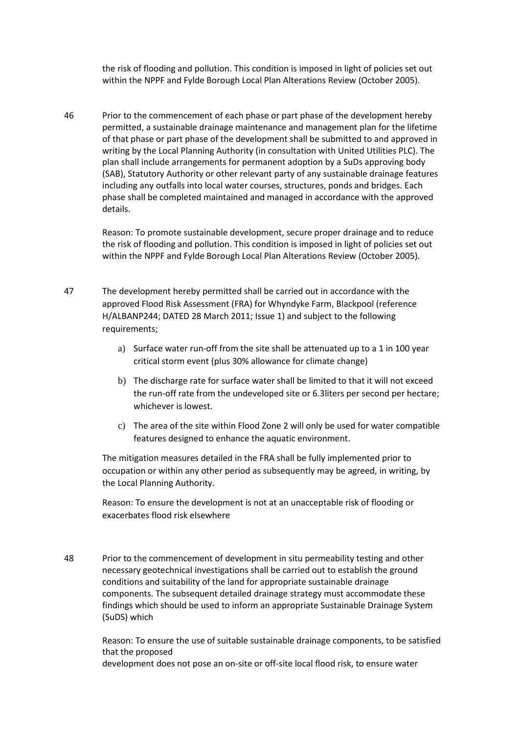the risk of flooding and pollution. This condition is imposed in light of policies set out within the NPPF and Fylde Borough Local Plan Alterations Review (October 2005).

46 Prior to the commencement of each phase or part phase of the development hereby permitted, a sustainable drainage maintenance and management plan for the lifetime of that phase or part phase of the development shall be submitted to and approved in writing by the Local Planning Authority (in consultation with United Utilities PLC). The plan shall include arrangements for permanent adoption by a SuDs approving body (SAB), Statutory Authority or other relevant party of any sustainable drainage features including any outfalls into local water courses, structures, ponds and bridges. Each phase shall be completed maintained and managed in accordance with the approved details.

Reason: To promote sustainable development, secure proper drainage and to reduce the risk of flooding and pollution. This condition is imposed in light of policies set out within the NPPF and Fylde Borough Local Plan Alterations Review (October 2005).

47 The development hereby permitted shall be carried out in accordance with the approved Flood Risk Assessment (FRA) for Whyndyke Farm, Blackpool (reference H/ALBANP244; DATED 28 March 2011; Issue 1) and subject to the following requirements;

a) Surface water run-off from the site shall be attenuated up to a 1 in 100 year critical storm event (plus 30% allowance for climate change)

b) The discharge rate for surface water shall be limited to that it will not exceed the run-off rate from the undeveloped site or 6.3liters per second per hectare; whichever is lowest.

c) The area of the site within Flood Zone 2 will only be used for water compatible features designed to enhance the aquatic environment.

The mitigation measures detailed in the FRA shall be fully implemented prior to occupation or within any other period as subsequently may be agreed, in writing, by the Local Planning Authority.

Reason: To ensure the development is not at an unacceptable risk of flooding or exacerbates flood risk elsewhere

48 Prior to the commencement of development in situ permeability testing and other necessary geotechnical investigations shall be carried out to establish the ground conditions and suitability of the land for appropriate sustainable drainage components. The subsequent detailed drainage strategy must accommodate these findings which should be used to inform an appropriate Sustainable Drainage System (SuDS) which

Reason: To ensure the use of suitable sustainable drainage components, to be satisfied that the proposed
development does not pose an on-site or off-site local flood risk, to ensure water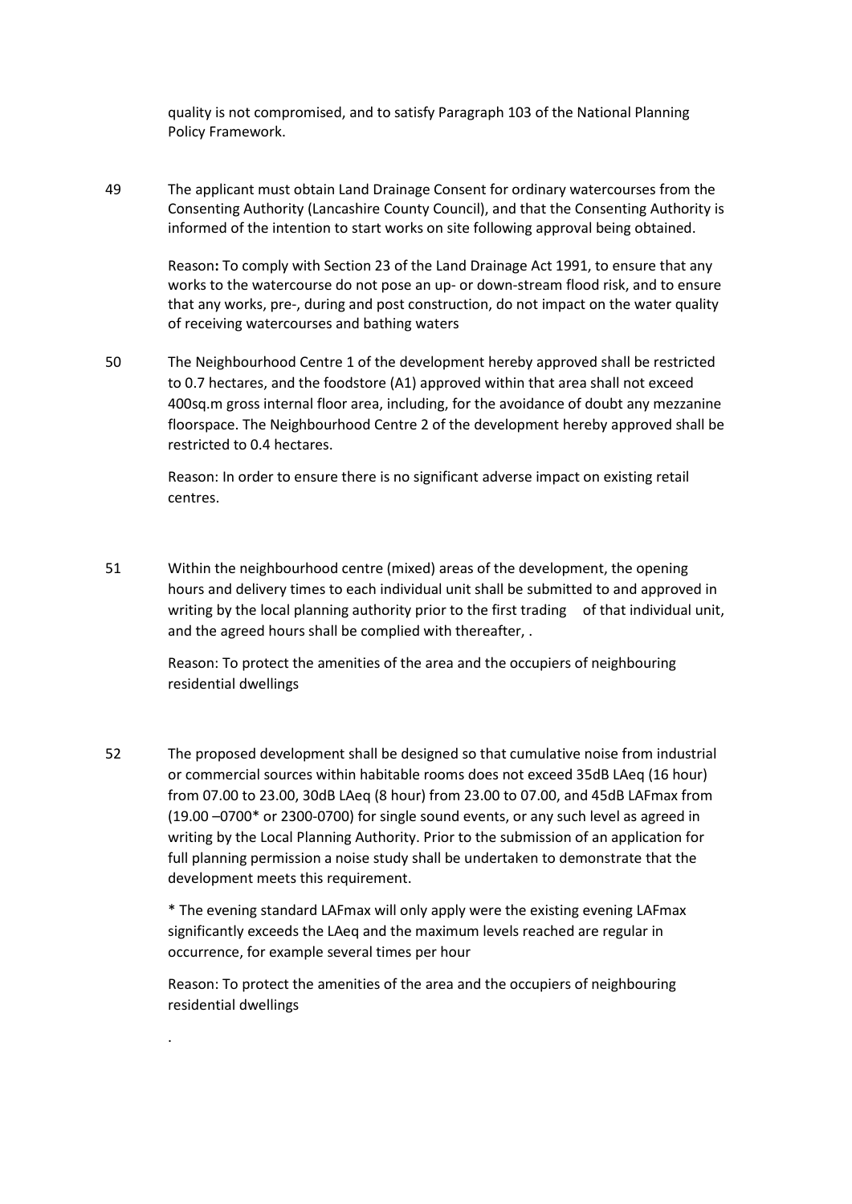quality is not compromised, and to satisfy Paragraph 103 of the National Planning Policy Framework.

49 The applicant must obtain Land Drainage Consent for ordinary watercourses from the Consenting Authority (Lancashire County Council), and that the Consenting Authority is informed of the intention to start works on site following approval being obtained.

Reason**:** To comply with Section 23 of the Land Drainage Act 1991, to ensure that any works to the watercourse do not pose an up- or down-stream flood risk, and to ensure that any works, pre-, during and post construction, do not impact on the water quality of receiving watercourses and bathing waters

50 The Neighbourhood Centre 1 of the development hereby approved shall be restricted to 0.7 hectares, and the foodstore (A1) approved within that area shall not exceed 400sq.m gross internal floor area, including, for the avoidance of doubt any mezzanine floorspace. The Neighbourhood Centre 2 of the development hereby approved shall be restricted to 0.4 hectares.

Reason: In order to ensure there is no significant adverse impact on existing retail centres.

51 Within the neighbourhood centre (mixed) areas of the development, the opening hours and delivery times to each individual unit shall be submitted to and approved in writing by the local planning authority prior to the first trading of that individual unit, and the agreed hours shall be complied with thereafter, .

Reason: To protect the amenities of the area and the occupiers of neighbouring residential dwellings

52 The proposed development shall be designed so that cumulative noise from industrial or commercial sources within habitable rooms does not exceed 35dB LAeq (16 hour) from 07.00 to 23.00, 30dB LAeq (8 hour) from 23.00 to 07.00, and 45dB LAFmax from (19.00 –0700* or 2300-0700) for single sound events, or any such level as agreed in writing by the Local Planning Authority. Prior to the submission of an application for full planning permission a noise study shall be undertaken to demonstrate that the development meets this requirement.

* The evening standard LAFmax will only apply were the existing evening LAFmax significantly exceeds the LAeq and the maximum levels reached are regular in occurrence, for example several times per hour

Reason: To protect the amenities of the area and the occupiers of neighbouring residential dwellings

.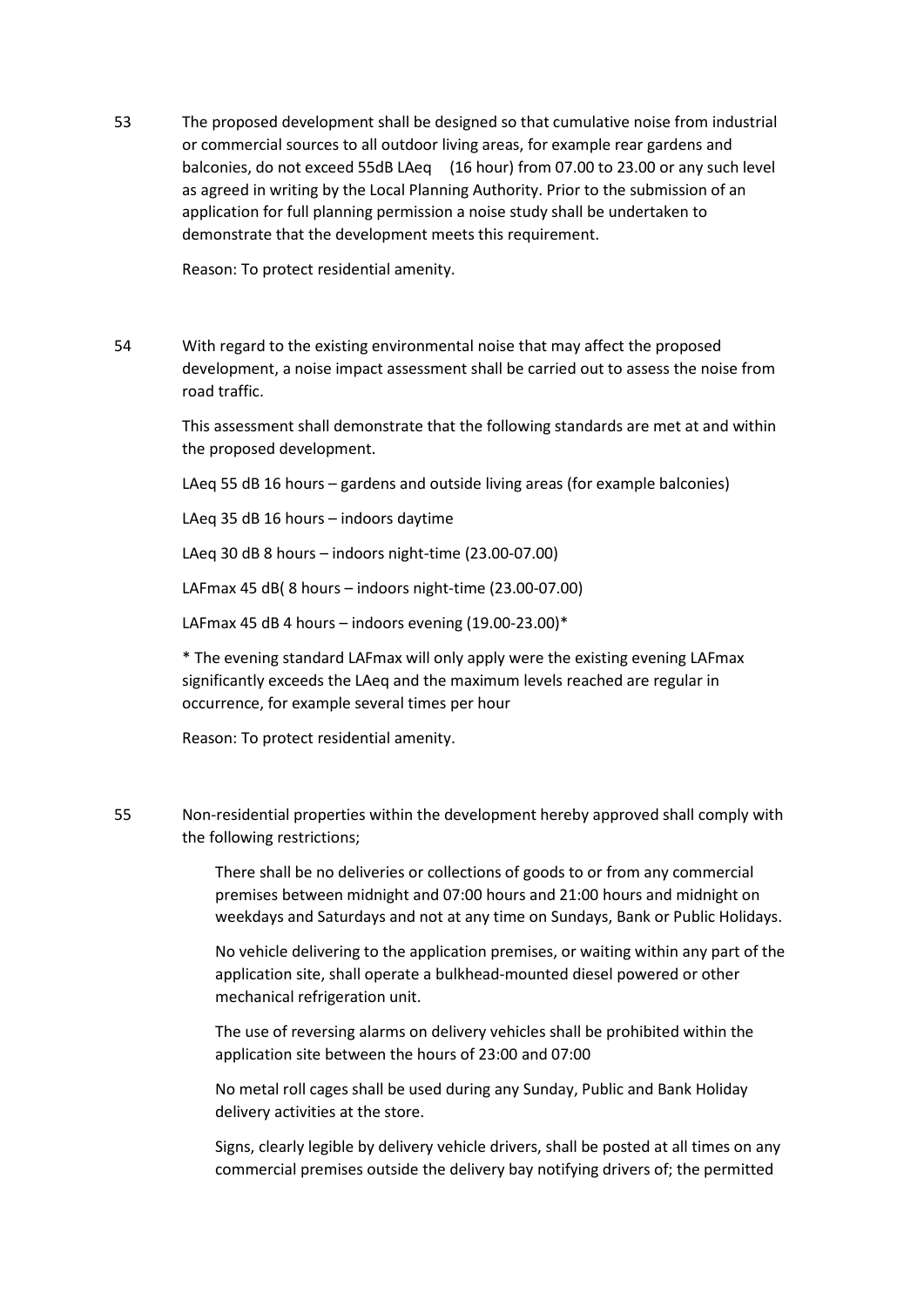53 The proposed development shall be designed so that cumulative noise from industrial or commercial sources to all outdoor living areas, for example rear gardens and balconies, do not exceed 55dB LAeq (16 hour) from 07.00 to 23.00 or any such level as agreed in writing by the Local Planning Authority. Prior to the submission of an application for full planning permission a noise study shall be undertaken to demonstrate that the development meets this requirement.

Reason: To protect residential amenity.

54 With regard to the existing environmental noise that may affect the proposed development, a noise impact assessment shall be carried out to assess the noise from road traffic.

This assessment shall demonstrate that the following standards are met at and within the proposed development.

LAeq 55 dB 16 hours – gardens and outside living areas (for example balconies)

LAeq 35 dB 16 hours – indoors daytime

LAeq 30 dB 8 hours – indoors night-time (23.00-07.00)

LAFmax 45 dB( 8 hours – indoors night-time (23.00-07.00)

LAFmax 45 dB 4 hours – indoors evening (19.00-23.00)*

* The evening standard LAFmax will only apply were the existing evening LAFmax significantly exceeds the LAeq and the maximum levels reached are regular in occurrence, for example several times per hour

Reason: To protect residential amenity.

55 Non-residential properties within the development hereby approved shall comply with the following restrictions;

There shall be no deliveries or collections of goods to or from any commercial premises between midnight and 07:00 hours and 21:00 hours and midnight on weekdays and Saturdays and not at any time on Sundays, Bank or Public Holidays.

No vehicle delivering to the application premises, or waiting within any part of the application site, shall operate a bulkhead-mounted diesel powered or other mechanical refrigeration unit.

The use of reversing alarms on delivery vehicles shall be prohibited within the application site between the hours of 23:00 and 07:00

No metal roll cages shall be used during any Sunday, Public and Bank Holiday delivery activities at the store.

Signs, clearly legible by delivery vehicle drivers, shall be posted at all times on any commercial premises outside the delivery bay notifying drivers of; the permitted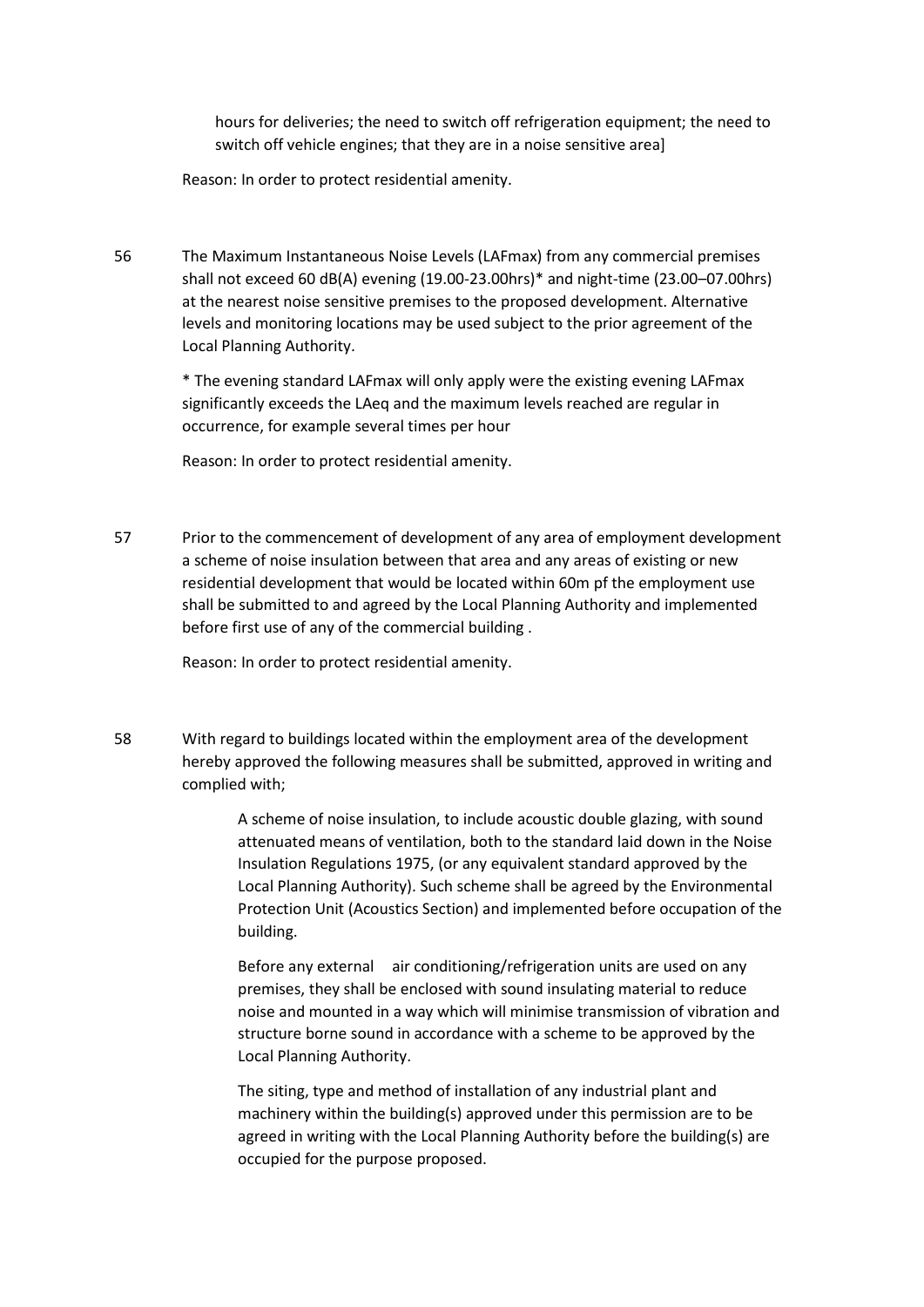hours for deliveries; the need to switch off refrigeration equipment; the need to switch off vehicle engines; that they are in a noise sensitive area]

Reason: In order to protect residential amenity.

56 The Maximum Instantaneous Noise Levels (LAFmax) from any commercial premises shall not exceed 60 dB(A) evening (19.00-23.00hrs)* and night-time (23.00–07.00hrs) at the nearest noise sensitive premises to the proposed development. Alternative levels and monitoring locations may be used subject to the prior agreement of the Local Planning Authority.

* The evening standard LAFmax will only apply were the existing evening LAFmax significantly exceeds the LAeq and the maximum levels reached are regular in occurrence, for example several times per hour

Reason: In order to protect residential amenity.

57 Prior to the commencement of development of any area of employment development a scheme of noise insulation between that area and any areas of existing or new residential development that would be located within 60m pf the employment use shall be submitted to and agreed by the Local Planning Authority and implemented before first use of any of the commercial building .

Reason: In order to protect residential amenity.

58 With regard to buildings located within the employment area of the development hereby approved the following measures shall be submitted, approved in writing and complied with;

A scheme of noise insulation, to include acoustic double glazing, with sound attenuated means of ventilation, both to the standard laid down in the Noise Insulation Regulations 1975, (or any equivalent standard approved by the Local Planning Authority). Such scheme shall be agreed by the Environmental Protection Unit (Acoustics Section) and implemented before occupation of the building.

Before any external air conditioning/refrigeration units are used on any premises, they shall be enclosed with sound insulating material to reduce noise and mounted in a way which will minimise transmission of vibration and structure borne sound in accordance with a scheme to be approved by the Local Planning Authority.

The siting, type and method of installation of any industrial plant and machinery within the building(s) approved under this permission are to be agreed in writing with the Local Planning Authority before the building(s) are occupied for the purpose proposed.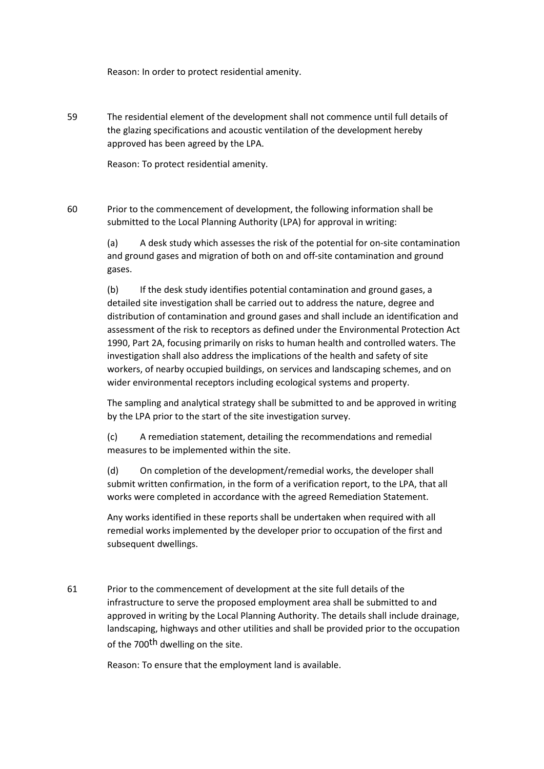Reason: In order to protect residential amenity.

59 The residential element of the development shall not commence until full details of the glazing specifications and acoustic ventilation of the development hereby approved has been agreed by the LPA.

Reason: To protect residential amenity.

60 Prior to the commencement of development, the following information shall be submitted to the Local Planning Authority (LPA) for approval in writing:

(a) A desk study which assesses the risk of the potential for on-site contamination and ground gases and migration of both on and off-site contamination and ground gases.

(b) If the desk study identifies potential contamination and ground gases, a detailed site investigation shall be carried out to address the nature, degree and distribution of contamination and ground gases and shall include an identification and assessment of the risk to receptors as defined under the Environmental Protection Act 1990, Part 2A, focusing primarily on risks to human health and controlled waters. The investigation shall also address the implications of the health and safety of site workers, of nearby occupied buildings, on services and landscaping schemes, and on wider environmental receptors including ecological systems and property.

The sampling and analytical strategy shall be submitted to and be approved in writing by the LPA prior to the start of the site investigation survey.

(c) A remediation statement, detailing the recommendations and remedial measures to be implemented within the site.

(d) On completion of the development/remedial works, the developer shall submit written confirmation, in the form of a verification report, to the LPA, that all works were completed in accordance with the agreed Remediation Statement.

Any works identified in these reports shall be undertaken when required with all remedial works implemented by the developer prior to occupation of the first and subsequent dwellings.

61 Prior to the commencement of development at the site full details of the infrastructure to serve the proposed employment area shall be submitted to and approved in writing by the Local Planning Authority. The details shall include drainage, landscaping, highways and other utilities and shall be provided prior to the occupation of the 700th dwelling on the site.

Reason: To ensure that the employment land is available.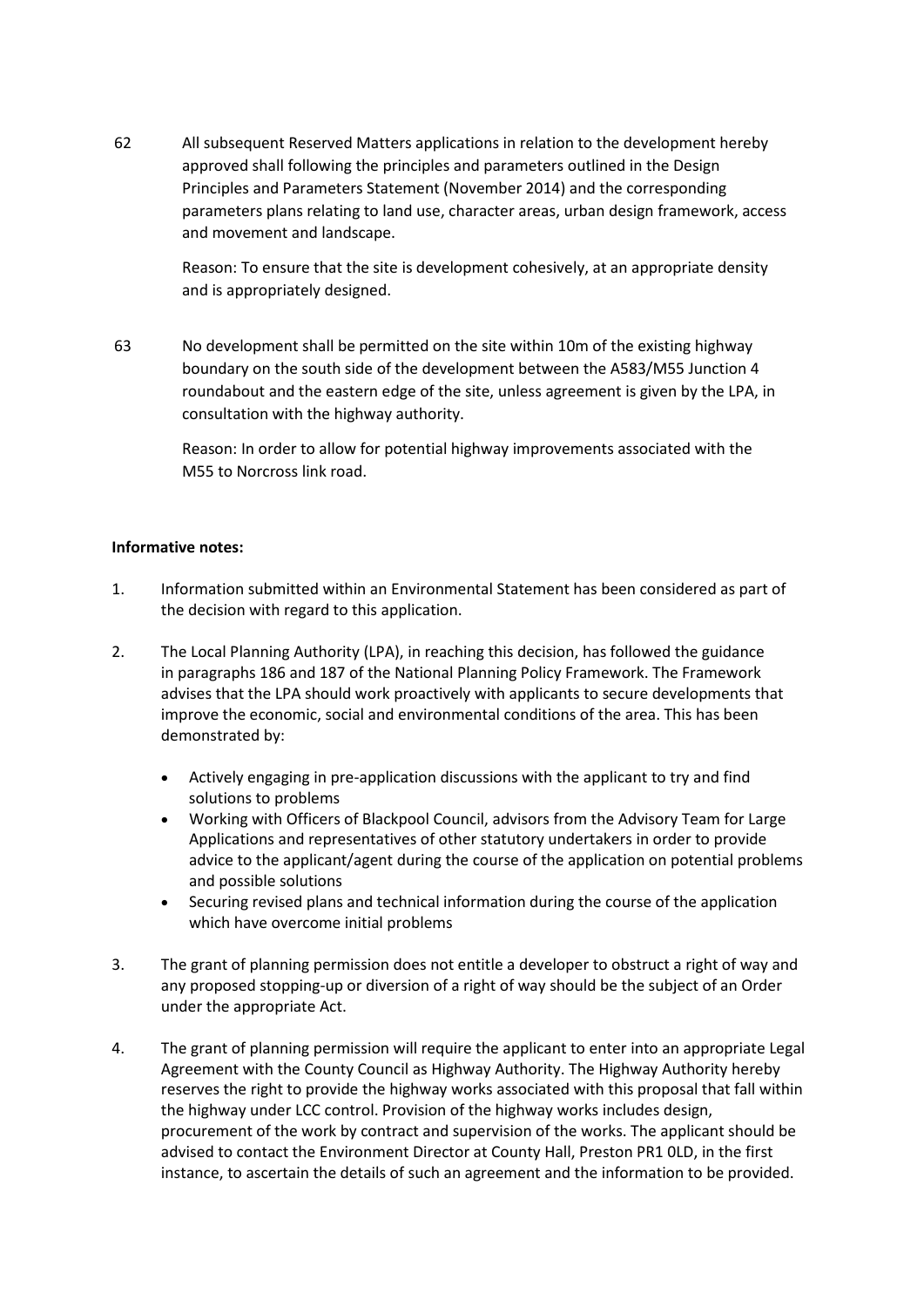62 All subsequent Reserved Matters applications in relation to the development hereby approved shall following the principles and parameters outlined in the Design Principles and Parameters Statement (November 2014) and the corresponding parameters plans relating to land use, character areas, urban design framework, access and movement and landscape.

Reason: To ensure that the site is development cohesively, at an appropriate density and is appropriately designed.

63 No development shall be permitted on the site within 10m of the existing highway boundary on the south side of the development between the A583/M55 Junction 4 roundabout and the eastern edge of the site, unless agreement is given by the LPA, in consultation with the highway authority.

Reason: In order to allow for potential highway improvements associated with the M55 to Norcross link road.

**Informative notes:**

1. Information submitted within an Environmental Statement has been considered as part of the decision with regard to this application.

2. The Local Planning Authority (LPA), in reaching this decision, has followed the guidance in paragraphs 186 and 187 of the National Planning Policy Framework. The Framework advises that the LPA should work proactively with applicants to secure developments that improve the economic, social and environmental conditions of the area. This has been demonstrated by:

   - Actively engaging in pre-application discussions with the applicant to try and find solutions to problems
   - Working with Officers of Blackpool Council, advisors from the Advisory Team for Large Applications and representatives of other statutory undertakers in order to provide advice to the applicant/agent during the course of the application on potential problems and possible solutions
   - Securing revised plans and technical information during the course of the application which have overcome initial problems

3. The grant of planning permission does not entitle a developer to obstruct a right of way and any proposed stopping-up or diversion of a right of way should be the subject of an Order under the appropriate Act.

4. The grant of planning permission will require the applicant to enter into an appropriate Legal Agreement with the County Council as Highway Authority. The Highway Authority hereby reserves the right to provide the highway works associated with this proposal that fall within the highway under LCC control. Provision of the highway works includes design, procurement of the work by contract and supervision of the works. The applicant should be advised to contact the Environment Director at County Hall, Preston PR1 0LD, in the first instance, to ascertain the details of such an agreement and the information to be provided.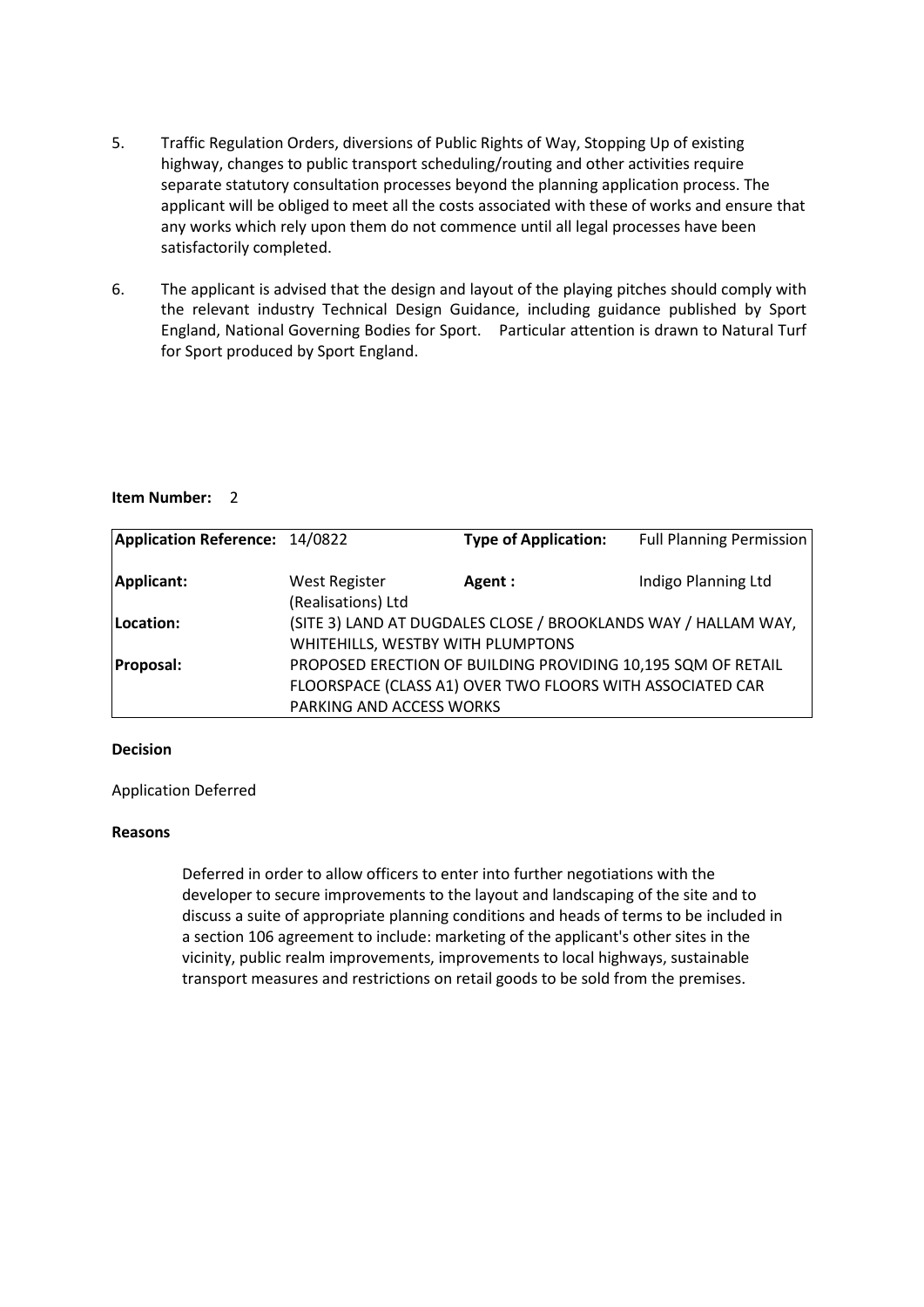5. Traffic Regulation Orders, diversions of Public Rights of Way, Stopping Up of existing highway, changes to public transport scheduling/routing and other activities require separate statutory consultation processes beyond the planning application process. The applicant will be obliged to meet all the costs associated with these of works and ensure that any works which rely upon them do not commence until all legal processes have been satisfactorily completed.

6. The applicant is advised that the design and layout of the playing pitches should comply with the relevant industry Technical Design Guidance, including guidance published by Sport England, National Governing Bodies for Sport. Particular attention is drawn to Natural Turf for Sport produced by Sport England.

**Item Number:** 2

| **Application Reference:** | 14/0822 | **Type of Application:** | Full Planning Permission |
|---|---|---|---|
| **Applicant:** | West Register (Realisations) Ltd | **Agent :** | Indigo Planning Ltd |
| **Location:** | (SITE 3) LAND AT DUGDALES CLOSE / BROOKLANDS WAY / HALLAM WAY, WHITEHILLS, WESTBY WITH PLUMPTONS | | |
| **Proposal:** | PROPOSED ERECTION OF BUILDING PROVIDING 10,195 SQM OF RETAIL FLOORSPACE (CLASS A1) OVER TWO FLOORS WITH ASSOCIATED CAR PARKING AND ACCESS WORKS | | |

**Decision**

Application Deferred

**Reasons**

Deferred in order to allow officers to enter into further negotiations with the developer to secure improvements to the layout and landscaping of the site and to discuss a suite of appropriate planning conditions and heads of terms to be included in a section 106 agreement to include: marketing of the applicant's other sites in the vicinity, public realm improvements, improvements to local highways, sustainable transport measures and restrictions on retail goods to be sold from the premises.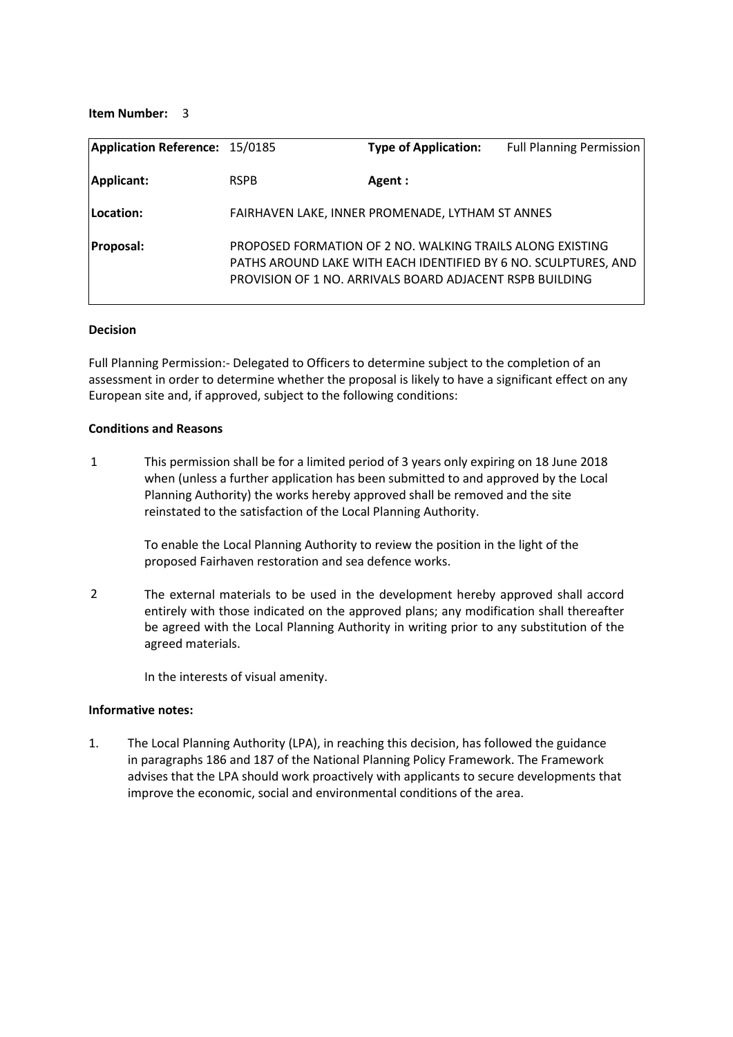**Item Number:** 3

| | | | |
|---|---|---|---|
| **Application Reference:** | 15/0185 | **Type of Application:** | Full Planning Permission |
| **Applicant:** | RSPB | **Agent :** | |
| **Location:** | FAIRHAVEN LAKE, INNER PROMENADE, LYTHAM ST ANNES | | |
| **Proposal:** | PROPOSED FORMATION OF 2 NO. WALKING TRAILS ALONG EXISTING PATHS AROUND LAKE WITH EACH IDENTIFIED BY 6 NO. SCULPTURES, AND PROVISION OF 1 NO. ARRIVALS BOARD ADJACENT RSPB BUILDING | | |

**Decision**

Full Planning Permission:- Delegated to Officers to determine subject to the completion of an assessment in order to determine whether the proposal is likely to have a significant effect on any European site and, if approved, subject to the following conditions:

**Conditions and Reasons**

1. This permission shall be for a limited period of 3 years only expiring on 18 June 2018 when (unless a further application has been submitted to and approved by the Local Planning Authority) the works hereby approved shall be removed and the site reinstated to the satisfaction of the Local Planning Authority.

   To enable the Local Planning Authority to review the position in the light of the proposed Fairhaven restoration and sea defence works.

2. The external materials to be used in the development hereby approved shall accord entirely with those indicated on the approved plans; any modification shall thereafter be agreed with the Local Planning Authority in writing prior to any substitution of the agreed materials.

   In the interests of visual amenity.

**Informative notes:**

1. The Local Planning Authority (LPA), in reaching this decision, has followed the guidance in paragraphs 186 and 187 of the National Planning Policy Framework. The Framework advises that the LPA should work proactively with applicants to secure developments that improve the economic, social and environmental conditions of the area.